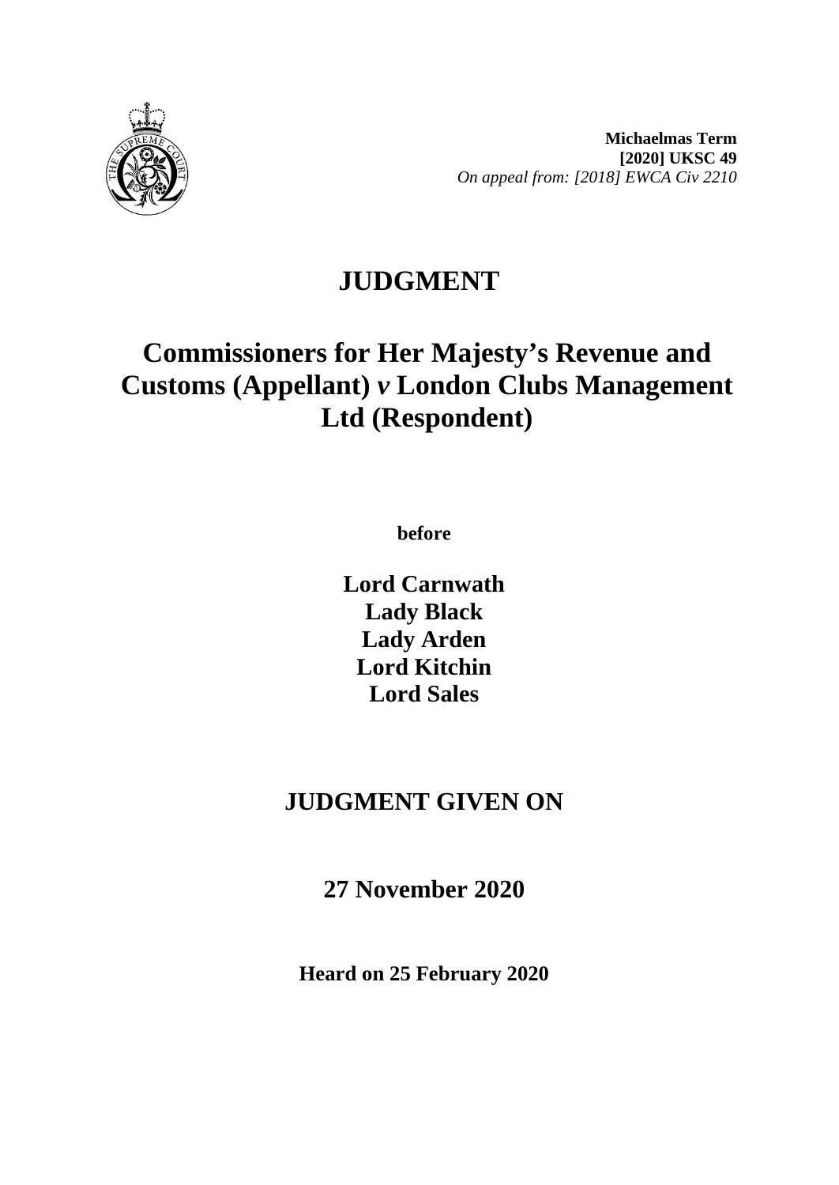**Michaelmas Term**
**[2020] UKSC 49**
*On appeal from: [2018] EWCA Civ 2210*

# JUDGMENT

## Commissioners for Her Majesty's Revenue and Customs (Appellant) *v* London Clubs Management Ltd (Respondent)

**before**

**Lord Carnwath**
**Lady Black**
**Lady Arden**
**Lord Kitchin**
**Lord Sales**

## JUDGMENT GIVEN ON

## 27 November 2020

**Heard on 25 February 2020**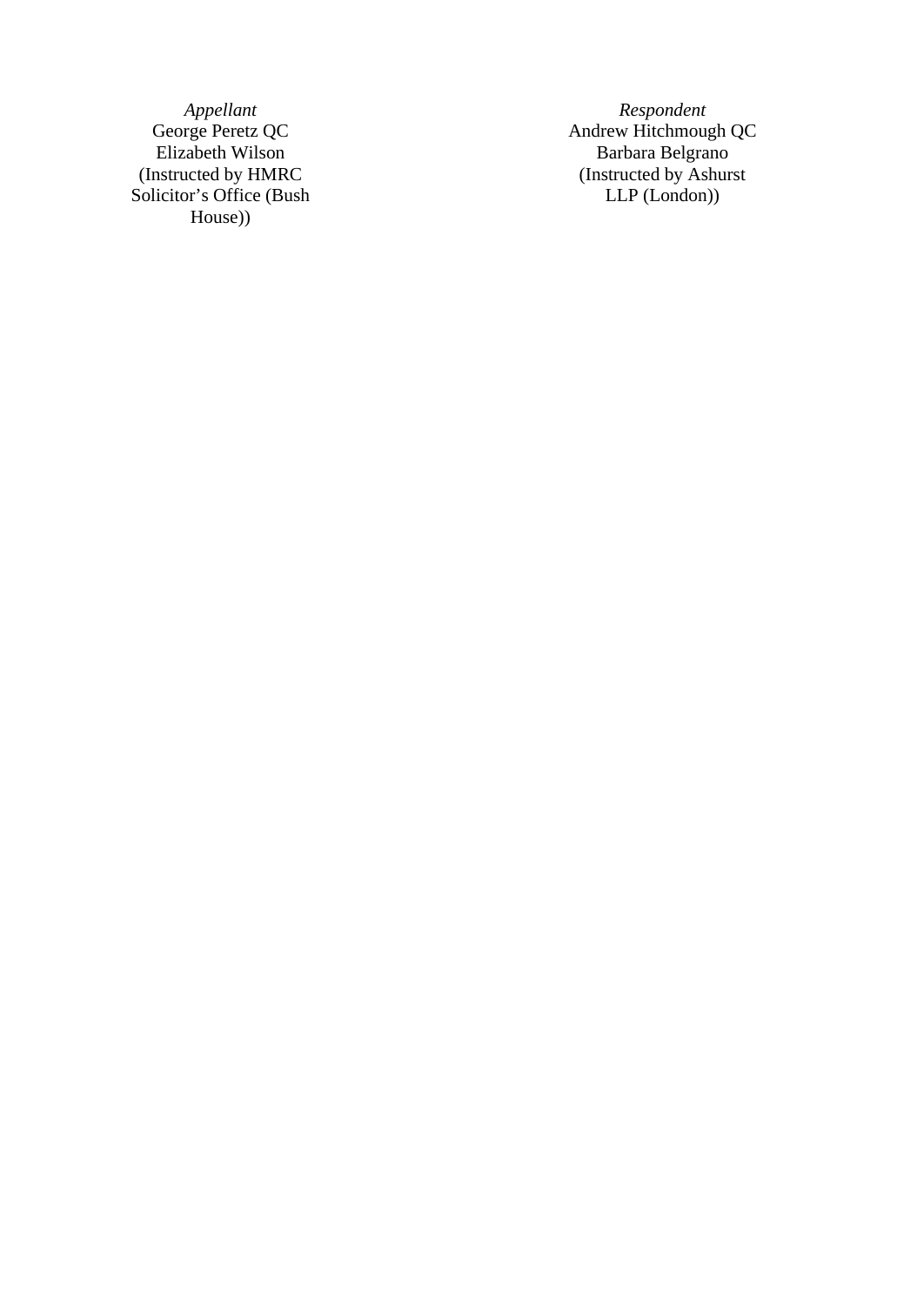| *Appellant* | *Respondent* |
|---|---|
| George Peretz QC | Andrew Hitchmough QC |
| Elizabeth Wilson | Barbara Belgrano |
| (Instructed by HMRC Solicitor's Office (Bush House)) | (Instructed by Ashurst LLP (London)) |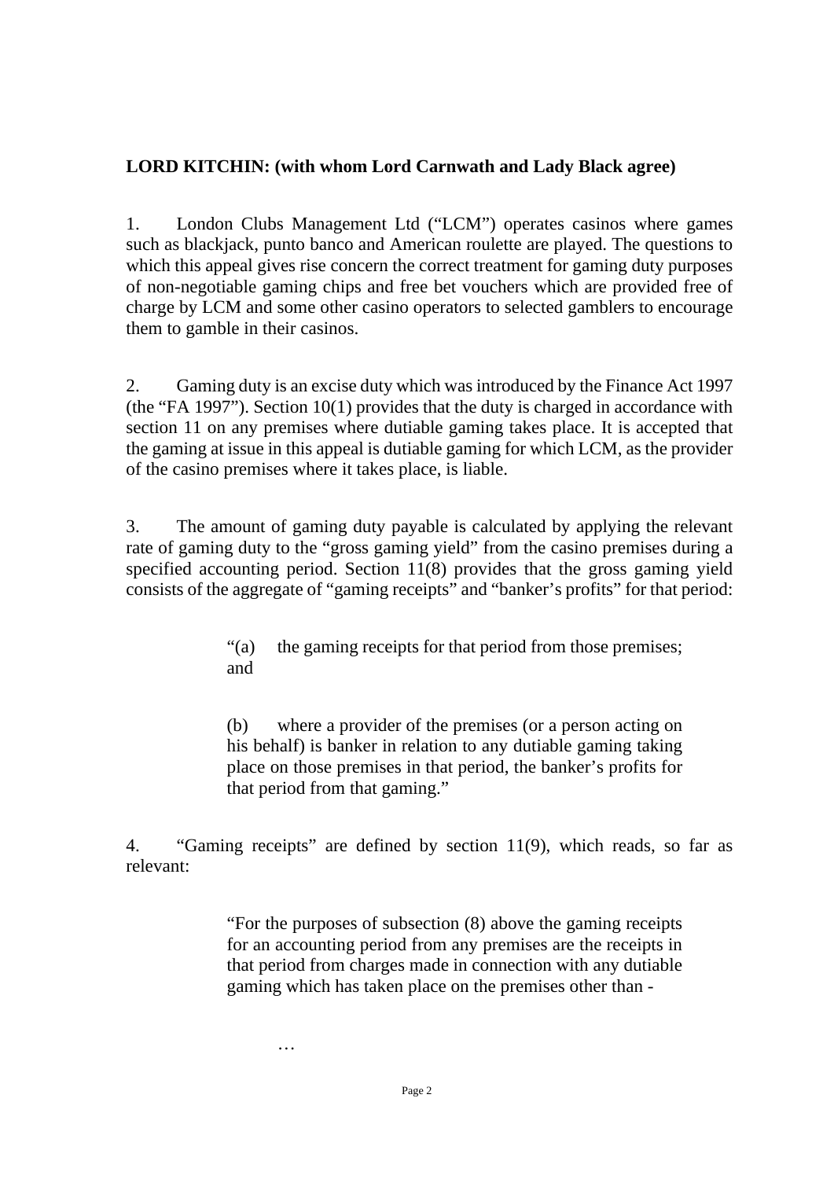**LORD KITCHIN: (with whom Lord Carnwath and Lady Black agree)**

1. London Clubs Management Ltd ("LCM") operates casinos where games such as blackjack, punto banco and American roulette are played. The questions to which this appeal gives rise concern the correct treatment for gaming duty purposes of non-negotiable gaming chips and free bet vouchers which are provided free of charge by LCM and some other casino operators to selected gamblers to encourage them to gamble in their casinos.

2. Gaming duty is an excise duty which was introduced by the Finance Act 1997 (the "FA 1997"). Section 10(1) provides that the duty is charged in accordance with section 11 on any premises where dutiable gaming takes place. It is accepted that the gaming at issue in this appeal is dutiable gaming for which LCM, as the provider of the casino premises where it takes place, is liable.

3. The amount of gaming duty payable is calculated by applying the relevant rate of gaming duty to the "gross gaming yield" from the casino premises during a specified accounting period. Section 11(8) provides that the gross gaming yield consists of the aggregate of "gaming receipts" and "banker's profits" for that period:

> "(a) the gaming receipts for that period from those premises; and
>
> (b) where a provider of the premises (or a person acting on his behalf) is banker in relation to any dutiable gaming taking place on those premises in that period, the banker's profits for that period from that gaming."

4. "Gaming receipts" are defined by section 11(9), which reads, so far as relevant:

> "For the purposes of subsection (8) above the gaming receipts for an accounting period from any premises are the receipts in that period from charges made in connection with any dutiable gaming which has taken place on the premises other than -
>
> …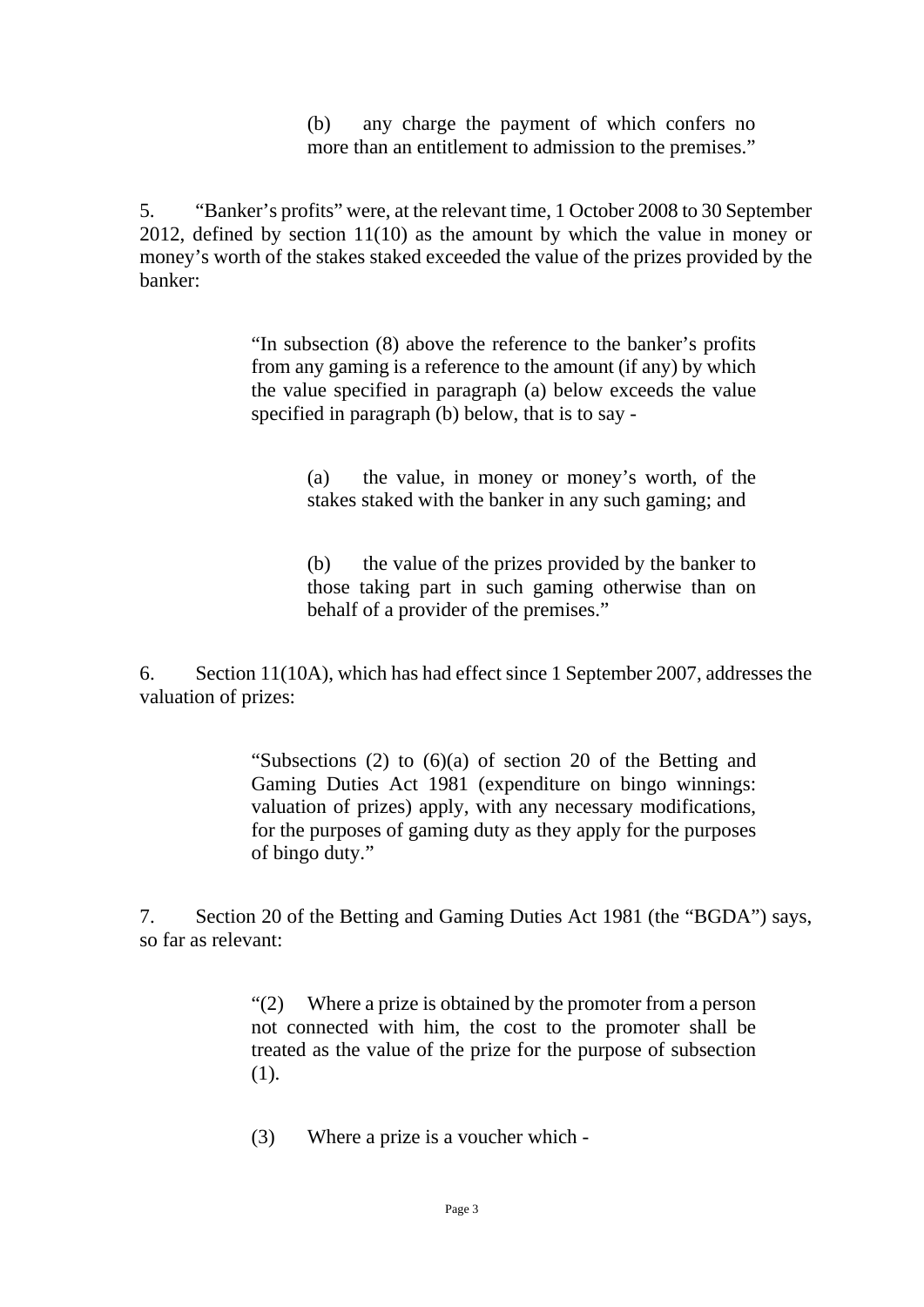> (b) any charge the payment of which confers no more than an entitlement to admission to the premises."

5. "Banker's profits" were, at the relevant time, 1 October 2008 to 30 September 2012, defined by section 11(10) as the amount by which the value in money or money's worth of the stakes staked exceeded the value of the prizes provided by the banker:

> "In subsection (8) above the reference to the banker's profits from any gaming is a reference to the amount (if any) by which the value specified in paragraph (a) below exceeds the value specified in paragraph (b) below, that is to say -
>
> > (a) the value, in money or money's worth, of the stakes staked with the banker in any such gaming; and
> >
> > (b) the value of the prizes provided by the banker to those taking part in such gaming otherwise than on behalf of a provider of the premises."

6. Section 11(10A), which has had effect since 1 September 2007, addresses the valuation of prizes:

> "Subsections (2) to (6)(a) of section 20 of the Betting and Gaming Duties Act 1981 (expenditure on bingo winnings: valuation of prizes) apply, with any necessary modifications, for the purposes of gaming duty as they apply for the purposes of bingo duty."

7. Section 20 of the Betting and Gaming Duties Act 1981 (the "BGDA") says, so far as relevant:

> "(2) Where a prize is obtained by the promoter from a person not connected with him, the cost to the promoter shall be treated as the value of the prize for the purpose of subsection (1).
>
> (3) Where a prize is a voucher which -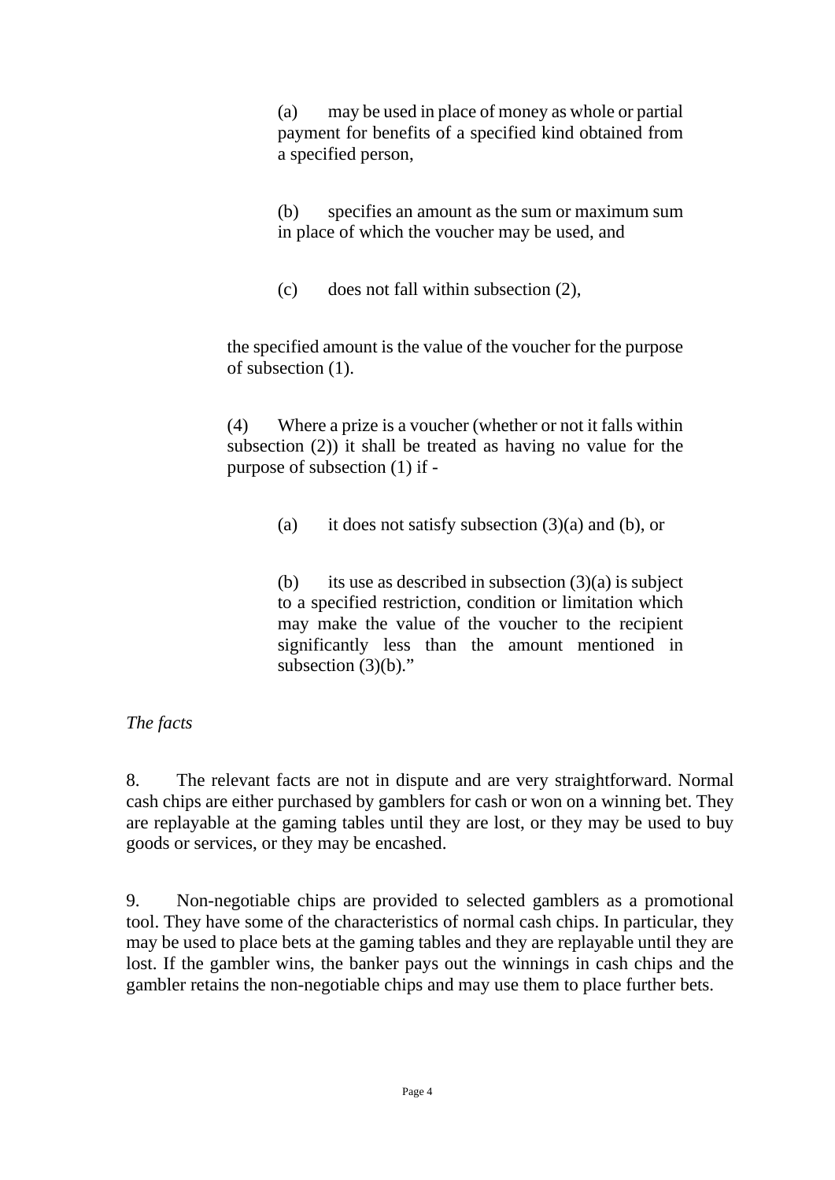(a) may be used in place of money as whole or partial payment for benefits of a specified kind obtained from a specified person,

(b) specifies an amount as the sum or maximum sum in place of which the voucher may be used, and

(c) does not fall within subsection (2),

the specified amount is the value of the voucher for the purpose of subsection (1).

(4) Where a prize is a voucher (whether or not it falls within subsection (2)) it shall be treated as having no value for the purpose of subsection (1) if -

(a) it does not satisfy subsection (3)(a) and (b), or

(b) its use as described in subsection (3)(a) is subject to a specified restriction, condition or limitation which may make the value of the voucher to the recipient significantly less than the amount mentioned in subsection (3)(b)."

*The facts*

8. The relevant facts are not in dispute and are very straightforward. Normal cash chips are either purchased by gamblers for cash or won on a winning bet. They are replayable at the gaming tables until they are lost, or they may be used to buy goods or services, or they may be encashed.

9. Non-negotiable chips are provided to selected gamblers as a promotional tool. They have some of the characteristics of normal cash chips. In particular, they may be used to place bets at the gaming tables and they are replayable until they are lost. If the gambler wins, the banker pays out the winnings in cash chips and the gambler retains the non-negotiable chips and may use them to place further bets.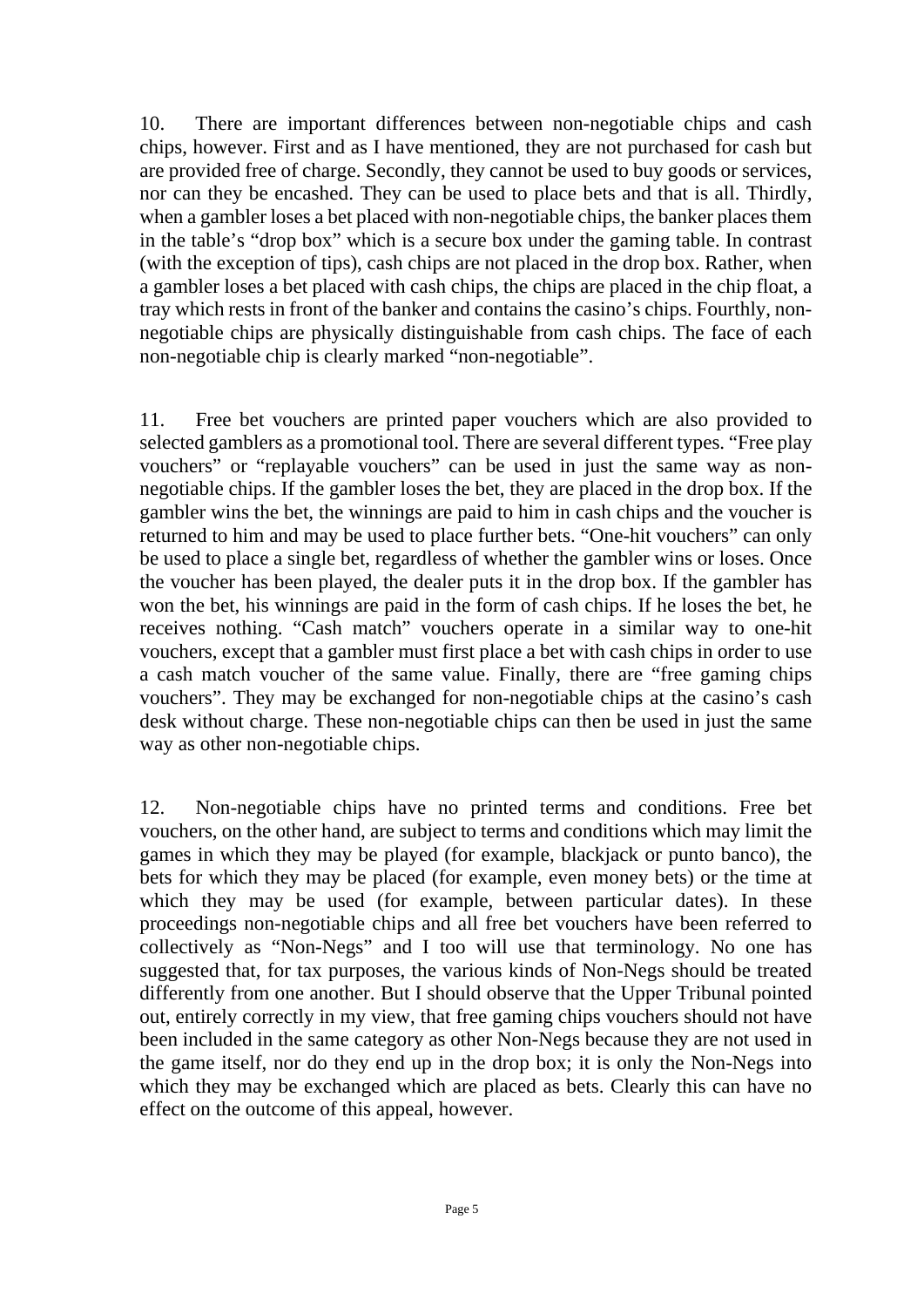10. There are important differences between non-negotiable chips and cash chips, however. First and as I have mentioned, they are not purchased for cash but are provided free of charge. Secondly, they cannot be used to buy goods or services, nor can they be encashed. They can be used to place bets and that is all. Thirdly, when a gambler loses a bet placed with non-negotiable chips, the banker places them in the table's "drop box" which is a secure box under the gaming table. In contrast (with the exception of tips), cash chips are not placed in the drop box. Rather, when a gambler loses a bet placed with cash chips, the chips are placed in the chip float, a tray which rests in front of the banker and contains the casino's chips. Fourthly, non-negotiable chips are physically distinguishable from cash chips. The face of each non-negotiable chip is clearly marked "non-negotiable".

11. Free bet vouchers are printed paper vouchers which are also provided to selected gamblers as a promotional tool. There are several different types. "Free play vouchers" or "replayable vouchers" can be used in just the same way as non-negotiable chips. If the gambler loses the bet, they are placed in the drop box. If the gambler wins the bet, the winnings are paid to him in cash chips and the voucher is returned to him and may be used to place further bets. "One-hit vouchers" can only be used to place a single bet, regardless of whether the gambler wins or loses. Once the voucher has been played, the dealer puts it in the drop box. If the gambler has won the bet, his winnings are paid in the form of cash chips. If he loses the bet, he receives nothing. "Cash match" vouchers operate in a similar way to one-hit vouchers, except that a gambler must first place a bet with cash chips in order to use a cash match voucher of the same value. Finally, there are "free gaming chips vouchers". They may be exchanged for non-negotiable chips at the casino's cash desk without charge. These non-negotiable chips can then be used in just the same way as other non-negotiable chips.

12. Non-negotiable chips have no printed terms and conditions. Free bet vouchers, on the other hand, are subject to terms and conditions which may limit the games in which they may be played (for example, blackjack or punto banco), the bets for which they may be placed (for example, even money bets) or the time at which they may be used (for example, between particular dates). In these proceedings non-negotiable chips and all free bet vouchers have been referred to collectively as "Non-Negs" and I too will use that terminology. No one has suggested that, for tax purposes, the various kinds of Non-Negs should be treated differently from one another. But I should observe that the Upper Tribunal pointed out, entirely correctly in my view, that free gaming chips vouchers should not have been included in the same category as other Non-Negs because they are not used in the game itself, nor do they end up in the drop box; it is only the Non-Negs into which they may be exchanged which are placed as bets. Clearly this can have no effect on the outcome of this appeal, however.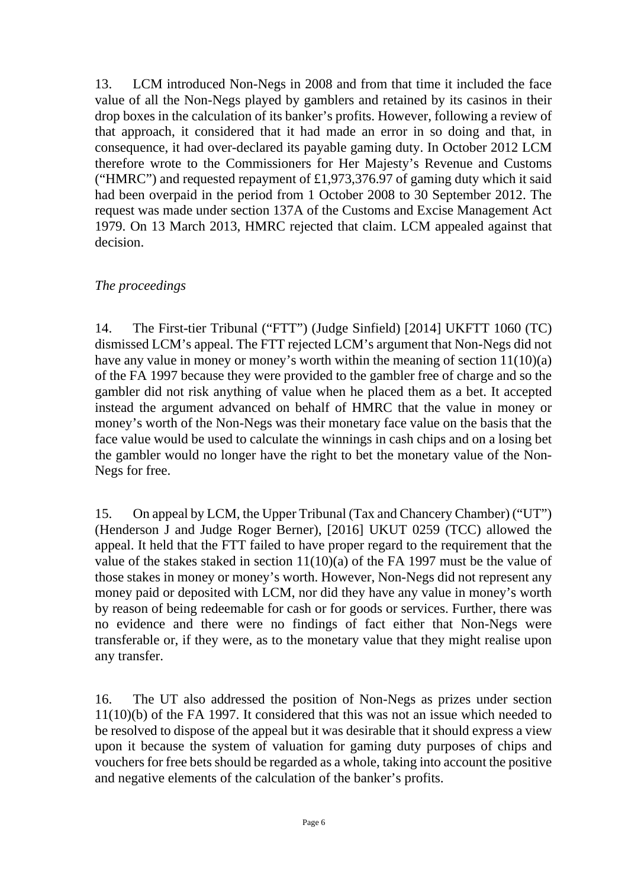13. LCM introduced Non-Negs in 2008 and from that time it included the face value of all the Non-Negs played by gamblers and retained by its casinos in their drop boxes in the calculation of its banker's profits. However, following a review of that approach, it considered that it had made an error in so doing and that, in consequence, it had over-declared its payable gaming duty. In October 2012 LCM therefore wrote to the Commissioners for Her Majesty's Revenue and Customs ("HMRC") and requested repayment of £1,973,376.97 of gaming duty which it said had been overpaid in the period from 1 October 2008 to 30 September 2012. The request was made under section 137A of the Customs and Excise Management Act 1979. On 13 March 2013, HMRC rejected that claim. LCM appealed against that decision.

*The proceedings*

14. The First-tier Tribunal ("FTT") (Judge Sinfield) [2014] UKFTT 1060 (TC) dismissed LCM's appeal. The FTT rejected LCM's argument that Non-Negs did not have any value in money or money's worth within the meaning of section 11(10)(a) of the FA 1997 because they were provided to the gambler free of charge and so the gambler did not risk anything of value when he placed them as a bet. It accepted instead the argument advanced on behalf of HMRC that the value in money or money's worth of the Non-Negs was their monetary face value on the basis that the face value would be used to calculate the winnings in cash chips and on a losing bet the gambler would no longer have the right to bet the monetary value of the Non-Negs for free.

15. On appeal by LCM, the Upper Tribunal (Tax and Chancery Chamber) ("UT") (Henderson J and Judge Roger Berner), [2016] UKUT 0259 (TCC) allowed the appeal. It held that the FTT failed to have proper regard to the requirement that the value of the stakes staked in section 11(10)(a) of the FA 1997 must be the value of those stakes in money or money's worth. However, Non-Negs did not represent any money paid or deposited with LCM, nor did they have any value in money's worth by reason of being redeemable for cash or for goods or services. Further, there was no evidence and there were no findings of fact either that Non-Negs were transferable or, if they were, as to the monetary value that they might realise upon any transfer.

16. The UT also addressed the position of Non-Negs as prizes under section 11(10)(b) of the FA 1997. It considered that this was not an issue which needed to be resolved to dispose of the appeal but it was desirable that it should express a view upon it because the system of valuation for gaming duty purposes of chips and vouchers for free bets should be regarded as a whole, taking into account the positive and negative elements of the calculation of the banker's profits.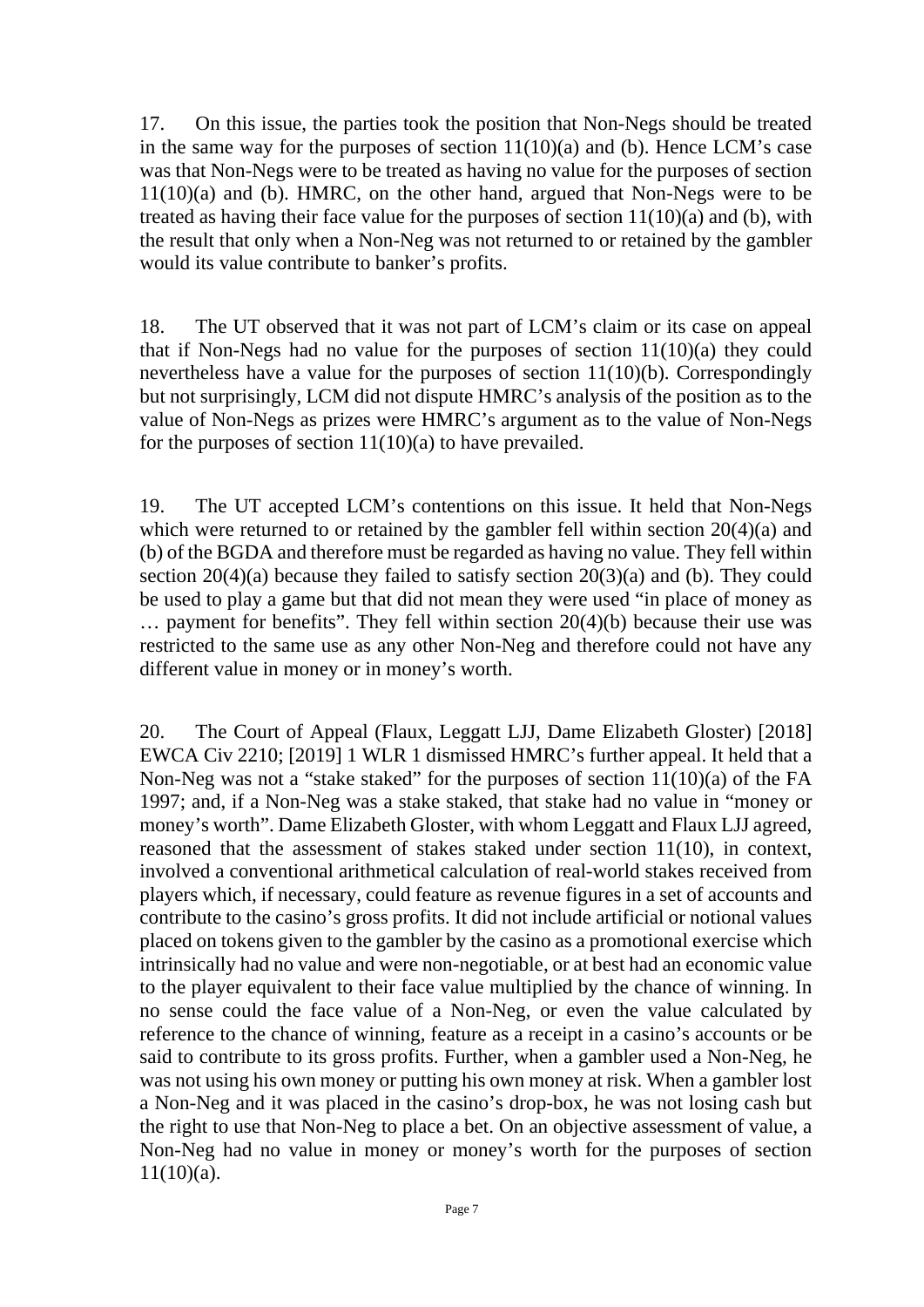17. On this issue, the parties took the position that Non-Negs should be treated in the same way for the purposes of section 11(10)(a) and (b). Hence LCM's case was that Non-Negs were to be treated as having no value for the purposes of section 11(10)(a) and (b). HMRC, on the other hand, argued that Non-Negs were to be treated as having their face value for the purposes of section 11(10)(a) and (b), with the result that only when a Non-Neg was not returned to or retained by the gambler would its value contribute to banker's profits.

18. The UT observed that it was not part of LCM's claim or its case on appeal that if Non-Negs had no value for the purposes of section 11(10)(a) they could nevertheless have a value for the purposes of section 11(10)(b). Correspondingly but not surprisingly, LCM did not dispute HMRC's analysis of the position as to the value of Non-Negs as prizes were HMRC's argument as to the value of Non-Negs for the purposes of section 11(10)(a) to have prevailed.

19. The UT accepted LCM's contentions on this issue. It held that Non-Negs which were returned to or retained by the gambler fell within section 20(4)(a) and (b) of the BGDA and therefore must be regarded as having no value. They fell within section 20(4)(a) because they failed to satisfy section 20(3)(a) and (b). They could be used to play a game but that did not mean they were used "in place of money as … payment for benefits". They fell within section 20(4)(b) because their use was restricted to the same use as any other Non-Neg and therefore could not have any different value in money or in money's worth.

20. The Court of Appeal (Flaux, Leggatt LJJ, Dame Elizabeth Gloster) [2018] EWCA Civ 2210; [2019] 1 WLR 1 dismissed HMRC's further appeal. It held that a Non-Neg was not a "stake staked" for the purposes of section 11(10)(a) of the FA 1997; and, if a Non-Neg was a stake staked, that stake had no value in "money or money's worth". Dame Elizabeth Gloster, with whom Leggatt and Flaux LJJ agreed, reasoned that the assessment of stakes staked under section 11(10), in context, involved a conventional arithmetical calculation of real-world stakes received from players which, if necessary, could feature as revenue figures in a set of accounts and contribute to the casino's gross profits. It did not include artificial or notional values placed on tokens given to the gambler by the casino as a promotional exercise which intrinsically had no value and were non-negotiable, or at best had an economic value to the player equivalent to their face value multiplied by the chance of winning. In no sense could the face value of a Non-Neg, or even the value calculated by reference to the chance of winning, feature as a receipt in a casino's accounts or be said to contribute to its gross profits. Further, when a gambler used a Non-Neg, he was not using his own money or putting his own money at risk. When a gambler lost a Non-Neg and it was placed in the casino's drop-box, he was not losing cash but the right to use that Non-Neg to place a bet. On an objective assessment of value, a Non-Neg had no value in money or money's worth for the purposes of section 11(10)(a).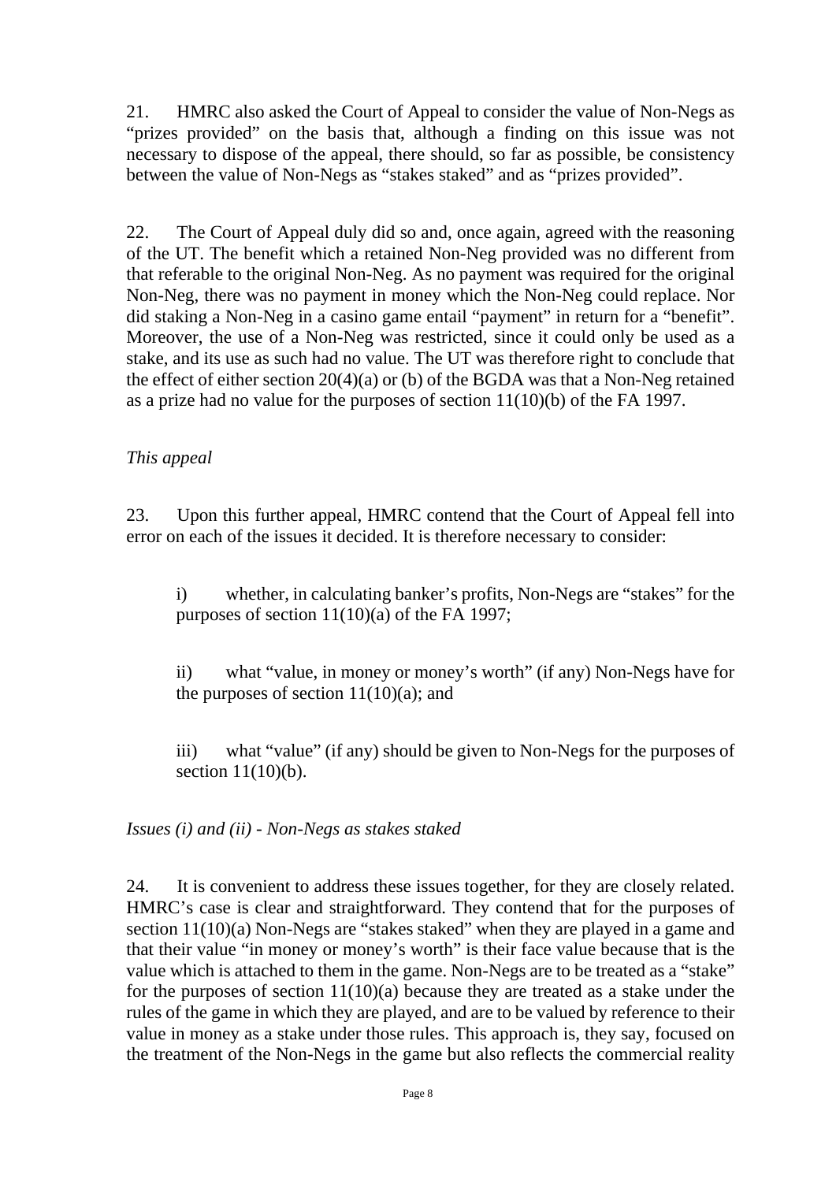21. HMRC also asked the Court of Appeal to consider the value of Non-Negs as "prizes provided" on the basis that, although a finding on this issue was not necessary to dispose of the appeal, there should, so far as possible, be consistency between the value of Non-Negs as "stakes staked" and as "prizes provided".

22. The Court of Appeal duly did so and, once again, agreed with the reasoning of the UT. The benefit which a retained Non-Neg provided was no different from that referable to the original Non-Neg. As no payment was required for the original Non-Neg, there was no payment in money which the Non-Neg could replace. Nor did staking a Non-Neg in a casino game entail "payment" in return for a "benefit". Moreover, the use of a Non-Neg was restricted, since it could only be used as a stake, and its use as such had no value. The UT was therefore right to conclude that the effect of either section 20(4)(a) or (b) of the BGDA was that a Non-Neg retained as a prize had no value for the purposes of section 11(10)(b) of the FA 1997.

*This appeal*

23. Upon this further appeal, HMRC contend that the Court of Appeal fell into error on each of the issues it decided. It is therefore necessary to consider:

> i) whether, in calculating banker's profits, Non-Negs are "stakes" for the purposes of section 11(10)(a) of the FA 1997;
>
> ii) what "value, in money or money's worth" (if any) Non-Negs have for the purposes of section 11(10)(a); and
>
> iii) what "value" (if any) should be given to Non-Negs for the purposes of section 11(10)(b).

*Issues (i) and (ii) - Non-Negs as stakes staked*

24. It is convenient to address these issues together, for they are closely related. HMRC's case is clear and straightforward. They contend that for the purposes of section 11(10)(a) Non-Negs are "stakes staked" when they are played in a game and that their value "in money or money's worth" is their face value because that is the value which is attached to them in the game. Non-Negs are to be treated as a "stake" for the purposes of section 11(10)(a) because they are treated as a stake under the rules of the game in which they are played, and are to be valued by reference to their value in money as a stake under those rules. This approach is, they say, focused on the treatment of the Non-Negs in the game but also reflects the commercial reality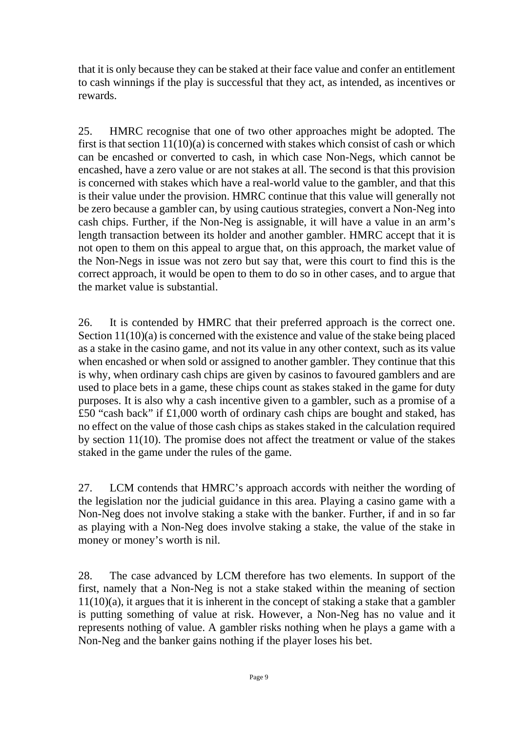that it is only because they can be staked at their face value and confer an entitlement to cash winnings if the play is successful that they act, as intended, as incentives or rewards.

25. HMRC recognise that one of two other approaches might be adopted. The first is that section 11(10)(a) is concerned with stakes which consist of cash or which can be encashed or converted to cash, in which case Non-Negs, which cannot be encashed, have a zero value or are not stakes at all. The second is that this provision is concerned with stakes which have a real-world value to the gambler, and that this is their value under the provision. HMRC continue that this value will generally not be zero because a gambler can, by using cautious strategies, convert a Non-Neg into cash chips. Further, if the Non-Neg is assignable, it will have a value in an arm's length transaction between its holder and another gambler. HMRC accept that it is not open to them on this appeal to argue that, on this approach, the market value of the Non-Negs in issue was not zero but say that, were this court to find this is the correct approach, it would be open to them to do so in other cases, and to argue that the market value is substantial.

26. It is contended by HMRC that their preferred approach is the correct one. Section 11(10)(a) is concerned with the existence and value of the stake being placed as a stake in the casino game, and not its value in any other context, such as its value when encashed or when sold or assigned to another gambler. They continue that this is why, when ordinary cash chips are given by casinos to favoured gamblers and are used to place bets in a game, these chips count as stakes staked in the game for duty purposes. It is also why a cash incentive given to a gambler, such as a promise of a £50 "cash back" if £1,000 worth of ordinary cash chips are bought and staked, has no effect on the value of those cash chips as stakes staked in the calculation required by section 11(10). The promise does not affect the treatment or value of the stakes staked in the game under the rules of the game.

27. LCM contends that HMRC's approach accords with neither the wording of the legislation nor the judicial guidance in this area. Playing a casino game with a Non-Neg does not involve staking a stake with the banker. Further, if and in so far as playing with a Non-Neg does involve staking a stake, the value of the stake in money or money's worth is nil.

28. The case advanced by LCM therefore has two elements. In support of the first, namely that a Non-Neg is not a stake staked within the meaning of section 11(10)(a), it argues that it is inherent in the concept of staking a stake that a gambler is putting something of value at risk. However, a Non-Neg has no value and it represents nothing of value. A gambler risks nothing when he plays a game with a Non-Neg and the banker gains nothing if the player loses his bet.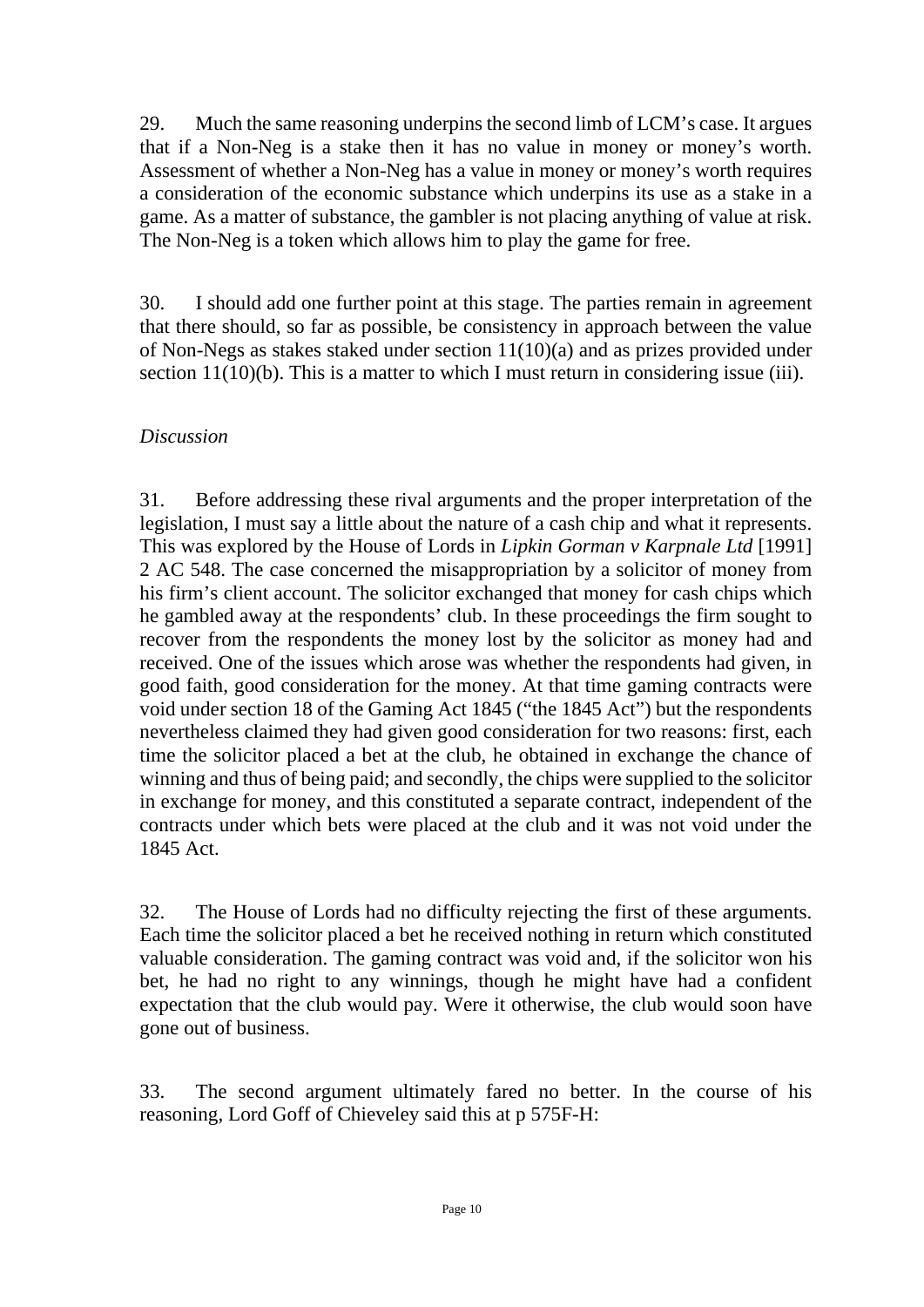29. Much the same reasoning underpins the second limb of LCM's case. It argues that if a Non-Neg is a stake then it has no value in money or money's worth. Assessment of whether a Non-Neg has a value in money or money's worth requires a consideration of the economic substance which underpins its use as a stake in a game. As a matter of substance, the gambler is not placing anything of value at risk. The Non-Neg is a token which allows him to play the game for free.

30. I should add one further point at this stage. The parties remain in agreement that there should, so far as possible, be consistency in approach between the value of Non-Negs as stakes staked under section 11(10)(a) and as prizes provided under section 11(10)(b). This is a matter to which I must return in considering issue (iii).

*Discussion*

31. Before addressing these rival arguments and the proper interpretation of the legislation, I must say a little about the nature of a cash chip and what it represents. This was explored by the House of Lords in *Lipkin Gorman v Karpnale Ltd* [1991] 2 AC 548. The case concerned the misappropriation by a solicitor of money from his firm's client account. The solicitor exchanged that money for cash chips which he gambled away at the respondents' club. In these proceedings the firm sought to recover from the respondents the money lost by the solicitor as money had and received. One of the issues which arose was whether the respondents had given, in good faith, good consideration for the money. At that time gaming contracts were void under section 18 of the Gaming Act 1845 ("the 1845 Act") but the respondents nevertheless claimed they had given good consideration for two reasons: first, each time the solicitor placed a bet at the club, he obtained in exchange the chance of winning and thus of being paid; and secondly, the chips were supplied to the solicitor in exchange for money, and this constituted a separate contract, independent of the contracts under which bets were placed at the club and it was not void under the 1845 Act.

32. The House of Lords had no difficulty rejecting the first of these arguments. Each time the solicitor placed a bet he received nothing in return which constituted valuable consideration. The gaming contract was void and, if the solicitor won his bet, he had no right to any winnings, though he might have had a confident expectation that the club would pay. Were it otherwise, the club would soon have gone out of business.

33. The second argument ultimately fared no better. In the course of his reasoning, Lord Goff of Chieveley said this at p 575F-H: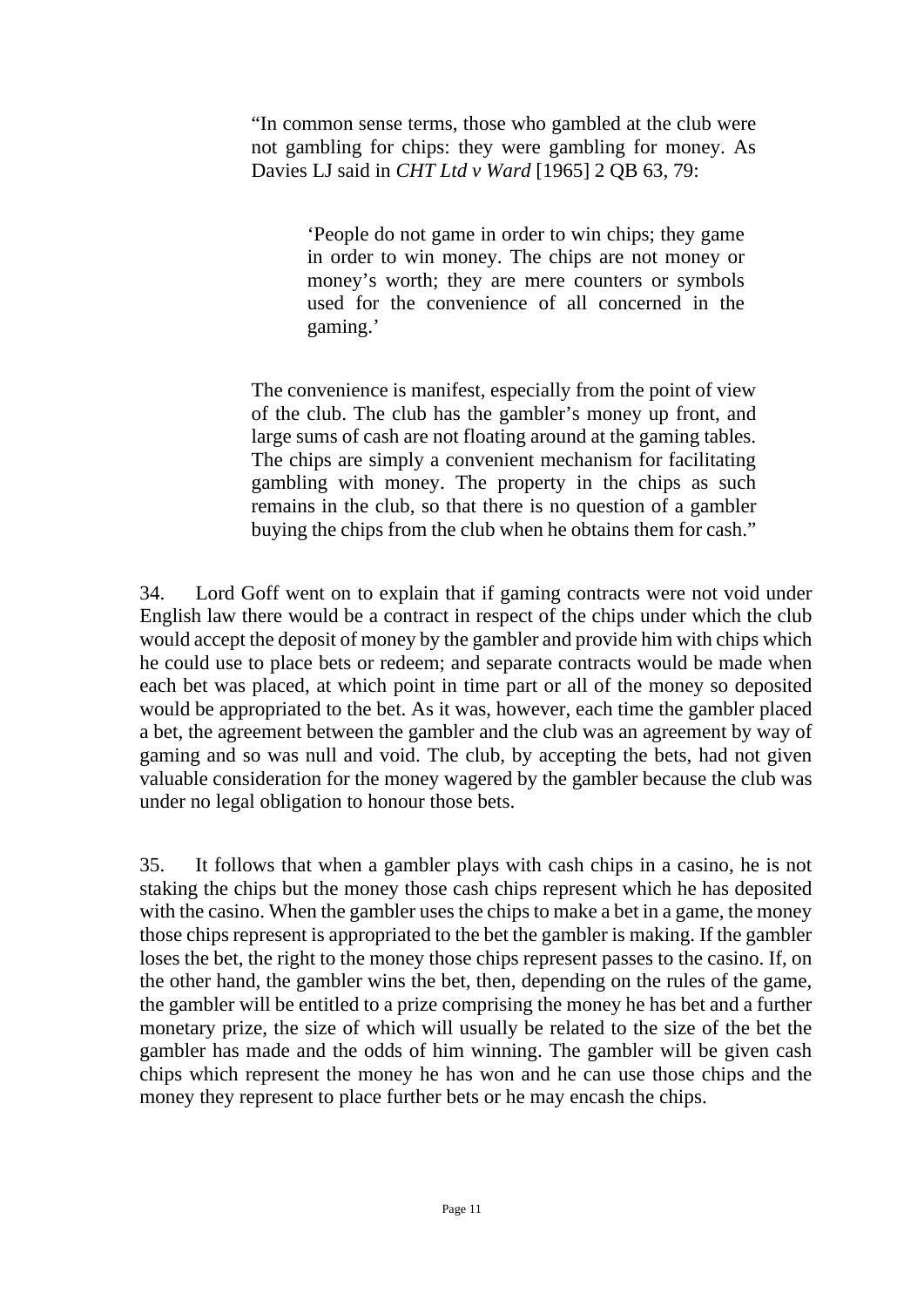> "In common sense terms, those who gambled at the club were not gambling for chips: they were gambling for money. As Davies LJ said in *CHT Ltd v Ward* [1965] 2 QB 63, 79:
>
> > 'People do not game in order to win chips; they game in order to win money. The chips are not money or money's worth; they are mere counters or symbols used for the convenience of all concerned in the gaming.'
>
> The convenience is manifest, especially from the point of view of the club. The club has the gambler's money up front, and large sums of cash are not floating around at the gaming tables. The chips are simply a convenient mechanism for facilitating gambling with money. The property in the chips as such remains in the club, so that there is no question of a gambler buying the chips from the club when he obtains them for cash."

34. Lord Goff went on to explain that if gaming contracts were not void under English law there would be a contract in respect of the chips under which the club would accept the deposit of money by the gambler and provide him with chips which he could use to place bets or redeem; and separate contracts would be made when each bet was placed, at which point in time part or all of the money so deposited would be appropriated to the bet. As it was, however, each time the gambler placed a bet, the agreement between the gambler and the club was an agreement by way of gaming and so was null and void. The club, by accepting the bets, had not given valuable consideration for the money wagered by the gambler because the club was under no legal obligation to honour those bets.

35. It follows that when a gambler plays with cash chips in a casino, he is not staking the chips but the money those cash chips represent which he has deposited with the casino. When the gambler uses the chips to make a bet in a game, the money those chips represent is appropriated to the bet the gambler is making. If the gambler loses the bet, the right to the money those chips represent passes to the casino. If, on the other hand, the gambler wins the bet, then, depending on the rules of the game, the gambler will be entitled to a prize comprising the money he has bet and a further monetary prize, the size of which will usually be related to the size of the bet the gambler has made and the odds of him winning. The gambler will be given cash chips which represent the money he has won and he can use those chips and the money they represent to place further bets or he may encash the chips.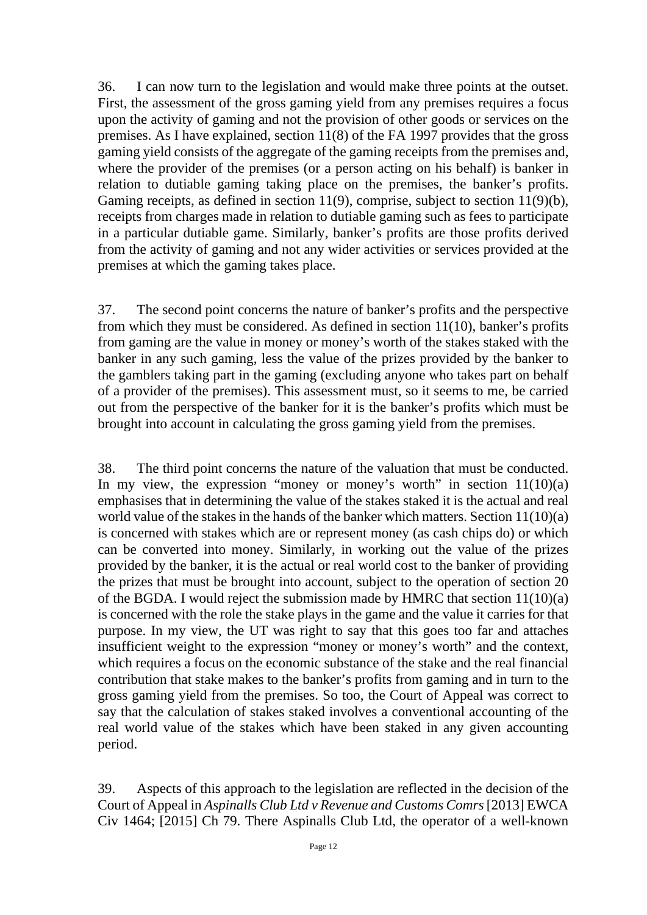36. I can now turn to the legislation and would make three points at the outset. First, the assessment of the gross gaming yield from any premises requires a focus upon the activity of gaming and not the provision of other goods or services on the premises. As I have explained, section 11(8) of the FA 1997 provides that the gross gaming yield consists of the aggregate of the gaming receipts from the premises and, where the provider of the premises (or a person acting on his behalf) is banker in relation to dutiable gaming taking place on the premises, the banker's profits. Gaming receipts, as defined in section 11(9), comprise, subject to section 11(9)(b), receipts from charges made in relation to dutiable gaming such as fees to participate in a particular dutiable game. Similarly, banker's profits are those profits derived from the activity of gaming and not any wider activities or services provided at the premises at which the gaming takes place.

37. The second point concerns the nature of banker's profits and the perspective from which they must be considered. As defined in section 11(10), banker's profits from gaming are the value in money or money's worth of the stakes staked with the banker in any such gaming, less the value of the prizes provided by the banker to the gamblers taking part in the gaming (excluding anyone who takes part on behalf of a provider of the premises). This assessment must, so it seems to me, be carried out from the perspective of the banker for it is the banker's profits which must be brought into account in calculating the gross gaming yield from the premises.

38. The third point concerns the nature of the valuation that must be conducted. In my view, the expression "money or money's worth" in section 11(10)(a) emphasises that in determining the value of the stakes staked it is the actual and real world value of the stakes in the hands of the banker which matters. Section 11(10)(a) is concerned with stakes which are or represent money (as cash chips do) or which can be converted into money. Similarly, in working out the value of the prizes provided by the banker, it is the actual or real world cost to the banker of providing the prizes that must be brought into account, subject to the operation of section 20 of the BGDA. I would reject the submission made by HMRC that section 11(10)(a) is concerned with the role the stake plays in the game and the value it carries for that purpose. In my view, the UT was right to say that this goes too far and attaches insufficient weight to the expression "money or money's worth" and the context, which requires a focus on the economic substance of the stake and the real financial contribution that stake makes to the banker's profits from gaming and in turn to the gross gaming yield from the premises. So too, the Court of Appeal was correct to say that the calculation of stakes staked involves a conventional accounting of the real world value of the stakes which have been staked in any given accounting period.

39. Aspects of this approach to the legislation are reflected in the decision of the Court of Appeal in *Aspinalls Club Ltd v Revenue and Customs Comrs* [2013] EWCA Civ 1464; [2015] Ch 79. There Aspinalls Club Ltd, the operator of a well-known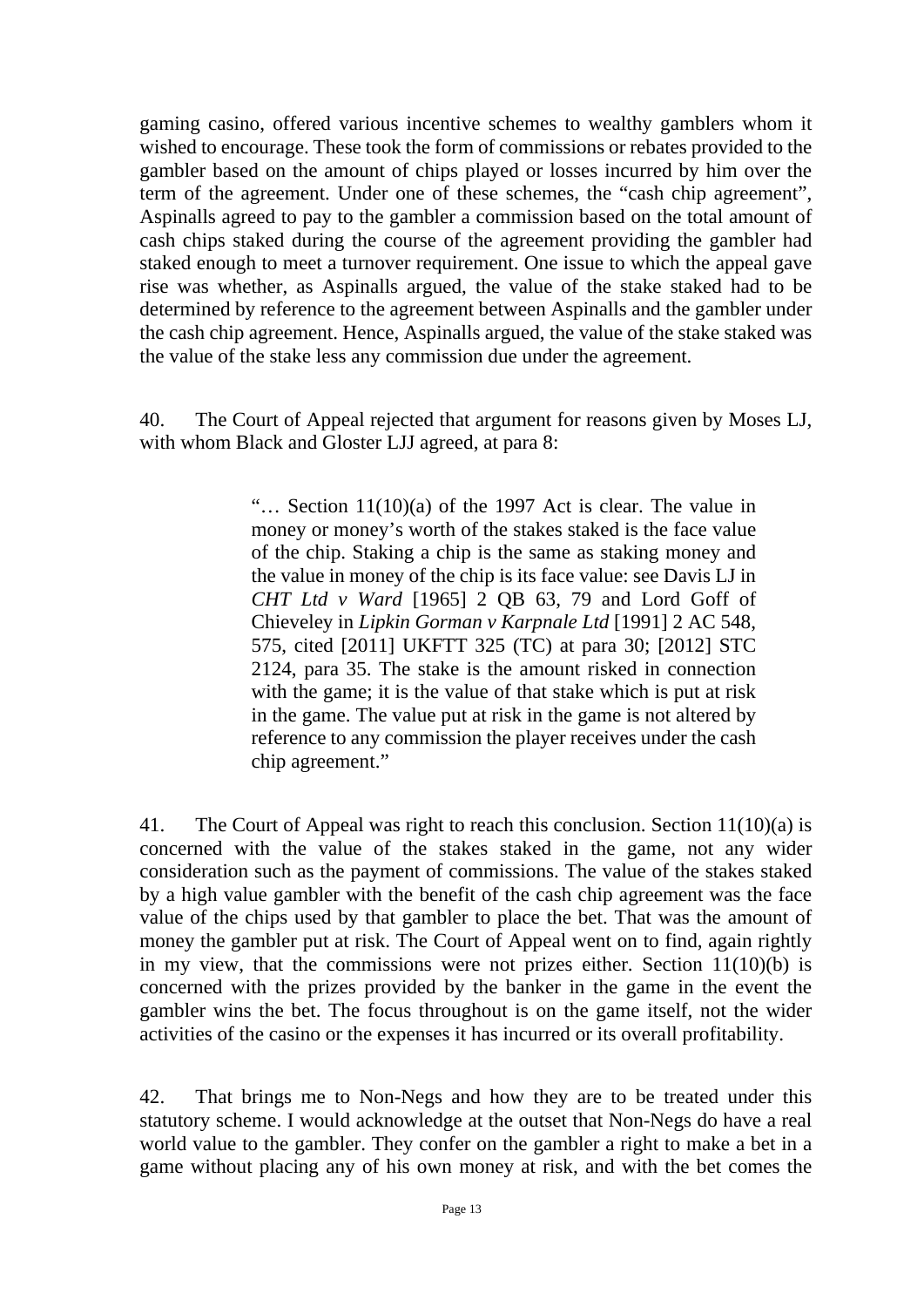gaming casino, offered various incentive schemes to wealthy gamblers whom it wished to encourage. These took the form of commissions or rebates provided to the gambler based on the amount of chips played or losses incurred by him over the term of the agreement. Under one of these schemes, the "cash chip agreement", Aspinalls agreed to pay to the gambler a commission based on the total amount of cash chips staked during the course of the agreement providing the gambler had staked enough to meet a turnover requirement. One issue to which the appeal gave rise was whether, as Aspinalls argued, the value of the stake staked had to be determined by reference to the agreement between Aspinalls and the gambler under the cash chip agreement. Hence, Aspinalls argued, the value of the stake staked was the value of the stake less any commission due under the agreement.

40. The Court of Appeal rejected that argument for reasons given by Moses LJ, with whom Black and Gloster LJJ agreed, at para 8:

> "… Section 11(10)(a) of the 1997 Act is clear. The value in money or money's worth of the stakes staked is the face value of the chip. Staking a chip is the same as staking money and the value in money of the chip is its face value: see Davis LJ in *CHT Ltd v Ward* [1965] 2 QB 63, 79 and Lord Goff of Chieveley in *Lipkin Gorman v Karpnale Ltd* [1991] 2 AC 548, 575, cited [2011] UKFTT 325 (TC) at para 30; [2012] STC 2124, para 35. The stake is the amount risked in connection with the game; it is the value of that stake which is put at risk in the game. The value put at risk in the game is not altered by reference to any commission the player receives under the cash chip agreement."

41. The Court of Appeal was right to reach this conclusion. Section 11(10)(a) is concerned with the value of the stakes staked in the game, not any wider consideration such as the payment of commissions. The value of the stakes staked by a high value gambler with the benefit of the cash chip agreement was the face value of the chips used by that gambler to place the bet. That was the amount of money the gambler put at risk. The Court of Appeal went on to find, again rightly in my view, that the commissions were not prizes either. Section 11(10)(b) is concerned with the prizes provided by the banker in the game in the event the gambler wins the bet. The focus throughout is on the game itself, not the wider activities of the casino or the expenses it has incurred or its overall profitability.

42. That brings me to Non-Negs and how they are to be treated under this statutory scheme. I would acknowledge at the outset that Non-Negs do have a real world value to the gambler. They confer on the gambler a right to make a bet in a game without placing any of his own money at risk, and with the bet comes the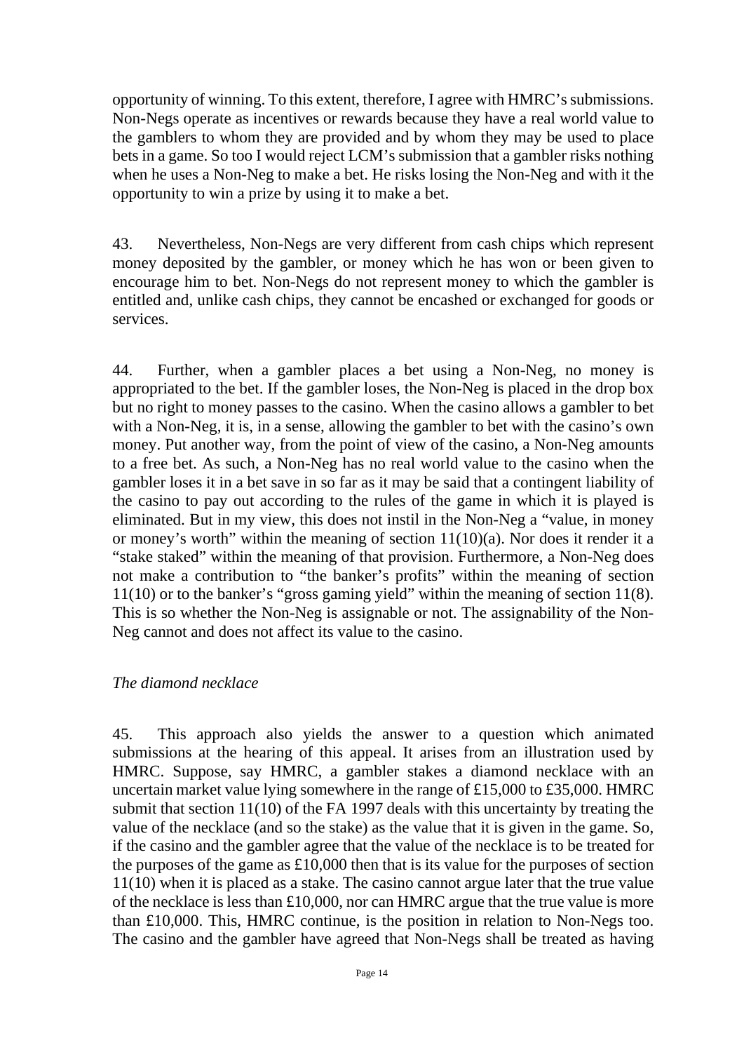opportunity of winning. To this extent, therefore, I agree with HMRC's submissions. Non-Negs operate as incentives or rewards because they have a real world value to the gamblers to whom they are provided and by whom they may be used to place bets in a game. So too I would reject LCM's submission that a gambler risks nothing when he uses a Non-Neg to make a bet. He risks losing the Non-Neg and with it the opportunity to win a prize by using it to make a bet.

43. Nevertheless, Non-Negs are very different from cash chips which represent money deposited by the gambler, or money which he has won or been given to encourage him to bet. Non-Negs do not represent money to which the gambler is entitled and, unlike cash chips, they cannot be encashed or exchanged for goods or services.

44. Further, when a gambler places a bet using a Non-Neg, no money is appropriated to the bet. If the gambler loses, the Non-Neg is placed in the drop box but no right to money passes to the casino. When the casino allows a gambler to bet with a Non-Neg, it is, in a sense, allowing the gambler to bet with the casino's own money. Put another way, from the point of view of the casino, a Non-Neg amounts to a free bet. As such, a Non-Neg has no real world value to the casino when the gambler loses it in a bet save in so far as it may be said that a contingent liability of the casino to pay out according to the rules of the game in which it is played is eliminated. But in my view, this does not instil in the Non-Neg a "value, in money or money's worth" within the meaning of section 11(10)(a). Nor does it render it a "stake staked" within the meaning of that provision. Furthermore, a Non-Neg does not make a contribution to "the banker's profits" within the meaning of section 11(10) or to the banker's "gross gaming yield" within the meaning of section 11(8). This is so whether the Non-Neg is assignable or not. The assignability of the Non-Neg cannot and does not affect its value to the casino.

*The diamond necklace*

45. This approach also yields the answer to a question which animated submissions at the hearing of this appeal. It arises from an illustration used by HMRC. Suppose, say HMRC, a gambler stakes a diamond necklace with an uncertain market value lying somewhere in the range of £15,000 to £35,000. HMRC submit that section 11(10) of the FA 1997 deals with this uncertainty by treating the value of the necklace (and so the stake) as the value that it is given in the game. So, if the casino and the gambler agree that the value of the necklace is to be treated for the purposes of the game as £10,000 then that is its value for the purposes of section 11(10) when it is placed as a stake. The casino cannot argue later that the true value of the necklace is less than £10,000, nor can HMRC argue that the true value is more than £10,000. This, HMRC continue, is the position in relation to Non-Negs too. The casino and the gambler have agreed that Non-Negs shall be treated as having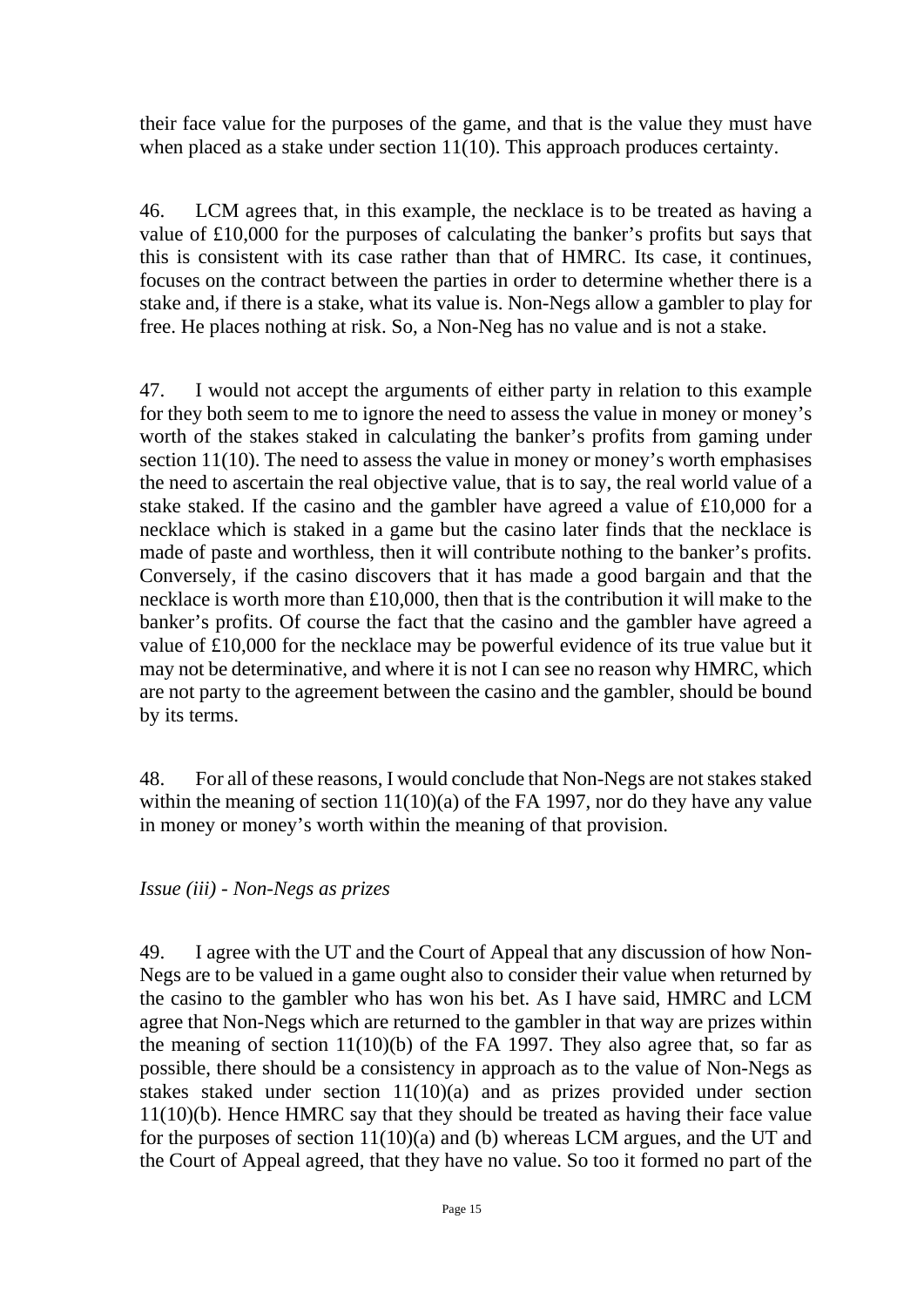their face value for the purposes of the game, and that is the value they must have when placed as a stake under section 11(10). This approach produces certainty.

46. LCM agrees that, in this example, the necklace is to be treated as having a value of £10,000 for the purposes of calculating the banker's profits but says that this is consistent with its case rather than that of HMRC. Its case, it continues, focuses on the contract between the parties in order to determine whether there is a stake and, if there is a stake, what its value is. Non-Negs allow a gambler to play for free. He places nothing at risk. So, a Non-Neg has no value and is not a stake.

47. I would not accept the arguments of either party in relation to this example for they both seem to me to ignore the need to assess the value in money or money's worth of the stakes staked in calculating the banker's profits from gaming under section 11(10). The need to assess the value in money or money's worth emphasises the need to ascertain the real objective value, that is to say, the real world value of a stake staked. If the casino and the gambler have agreed a value of £10,000 for a necklace which is staked in a game but the casino later finds that the necklace is made of paste and worthless, then it will contribute nothing to the banker's profits. Conversely, if the casino discovers that it has made a good bargain and that the necklace is worth more than £10,000, then that is the contribution it will make to the banker's profits. Of course the fact that the casino and the gambler have agreed a value of £10,000 for the necklace may be powerful evidence of its true value but it may not be determinative, and where it is not I can see no reason why HMRC, which are not party to the agreement between the casino and the gambler, should be bound by its terms.

48. For all of these reasons, I would conclude that Non-Negs are not stakes staked within the meaning of section 11(10)(a) of the FA 1997, nor do they have any value in money or money's worth within the meaning of that provision.

*Issue (iii) - Non-Negs as prizes*

49. I agree with the UT and the Court of Appeal that any discussion of how Non-Negs are to be valued in a game ought also to consider their value when returned by the casino to the gambler who has won his bet. As I have said, HMRC and LCM agree that Non-Negs which are returned to the gambler in that way are prizes within the meaning of section 11(10)(b) of the FA 1997. They also agree that, so far as possible, there should be a consistency in approach as to the value of Non-Negs as stakes staked under section 11(10)(a) and as prizes provided under section 11(10)(b). Hence HMRC say that they should be treated as having their face value for the purposes of section 11(10)(a) and (b) whereas LCM argues, and the UT and the Court of Appeal agreed, that they have no value. So too it formed no part of the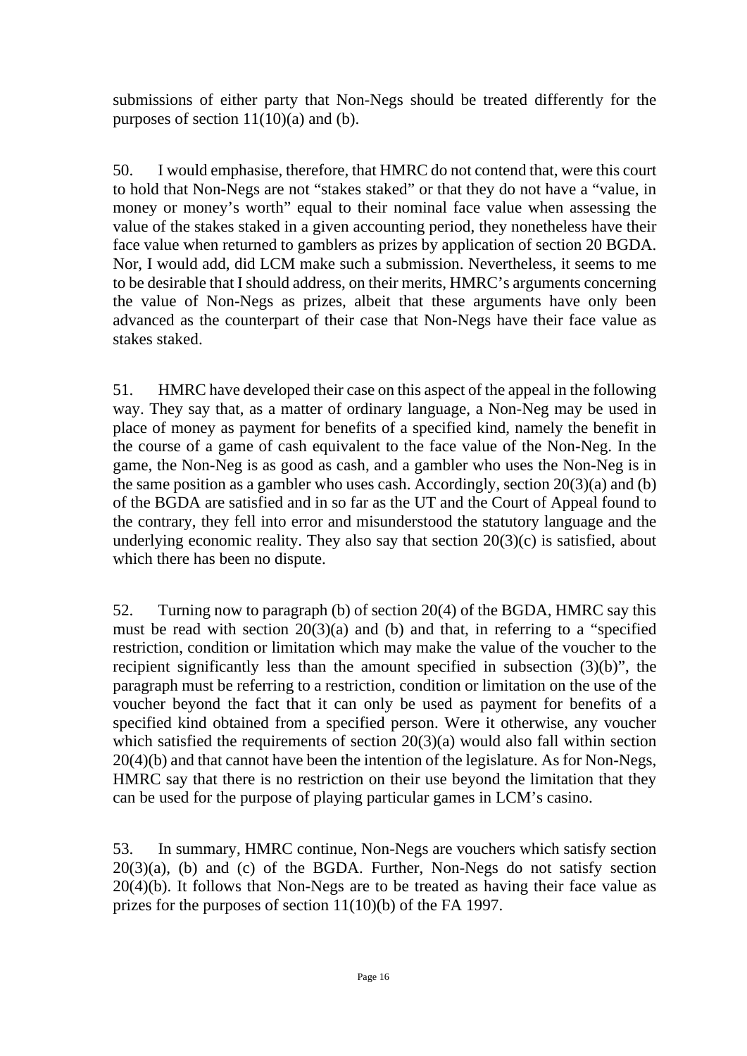submissions of either party that Non-Negs should be treated differently for the purposes of section 11(10)(a) and (b).

50. I would emphasise, therefore, that HMRC do not contend that, were this court to hold that Non-Negs are not "stakes staked" or that they do not have a "value, in money or money's worth" equal to their nominal face value when assessing the value of the stakes staked in a given accounting period, they nonetheless have their face value when returned to gamblers as prizes by application of section 20 BGDA. Nor, I would add, did LCM make such a submission. Nevertheless, it seems to me to be desirable that I should address, on their merits, HMRC's arguments concerning the value of Non-Negs as prizes, albeit that these arguments have only been advanced as the counterpart of their case that Non-Negs have their face value as stakes staked.

51. HMRC have developed their case on this aspect of the appeal in the following way. They say that, as a matter of ordinary language, a Non-Neg may be used in place of money as payment for benefits of a specified kind, namely the benefit in the course of a game of cash equivalent to the face value of the Non-Neg. In the game, the Non-Neg is as good as cash, and a gambler who uses the Non-Neg is in the same position as a gambler who uses cash. Accordingly, section 20(3)(a) and (b) of the BGDA are satisfied and in so far as the UT and the Court of Appeal found to the contrary, they fell into error and misunderstood the statutory language and the underlying economic reality. They also say that section 20(3)(c) is satisfied, about which there has been no dispute.

52. Turning now to paragraph (b) of section 20(4) of the BGDA, HMRC say this must be read with section 20(3)(a) and (b) and that, in referring to a "specified restriction, condition or limitation which may make the value of the voucher to the recipient significantly less than the amount specified in subsection (3)(b)", the paragraph must be referring to a restriction, condition or limitation on the use of the voucher beyond the fact that it can only be used as payment for benefits of a specified kind obtained from a specified person. Were it otherwise, any voucher which satisfied the requirements of section 20(3)(a) would also fall within section 20(4)(b) and that cannot have been the intention of the legislature. As for Non-Negs, HMRC say that there is no restriction on their use beyond the limitation that they can be used for the purpose of playing particular games in LCM's casino.

53. In summary, HMRC continue, Non-Negs are vouchers which satisfy section 20(3)(a), (b) and (c) of the BGDA. Further, Non-Negs do not satisfy section 20(4)(b). It follows that Non-Negs are to be treated as having their face value as prizes for the purposes of section 11(10)(b) of the FA 1997.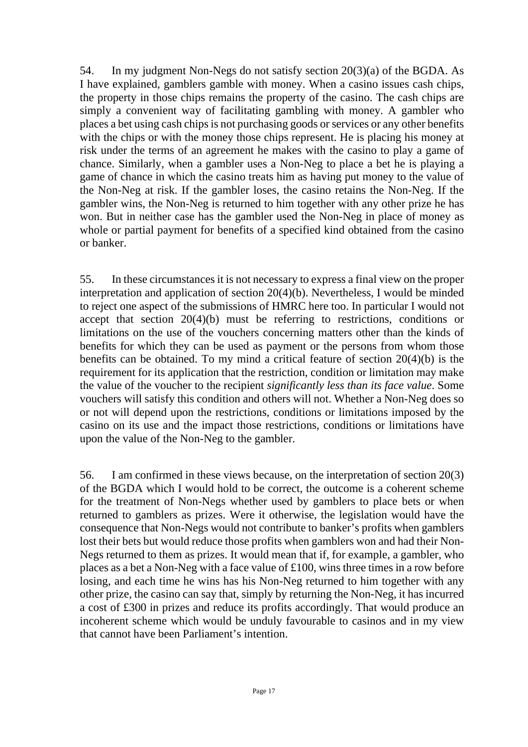54. In my judgment Non-Negs do not satisfy section 20(3)(a) of the BGDA. As I have explained, gamblers gamble with money. When a casino issues cash chips, the property in those chips remains the property of the casino. The cash chips are simply a convenient way of facilitating gambling with money. A gambler who places a bet using cash chips is not purchasing goods or services or any other benefits with the chips or with the money those chips represent. He is placing his money at risk under the terms of an agreement he makes with the casino to play a game of chance. Similarly, when a gambler uses a Non-Neg to place a bet he is playing a game of chance in which the casino treats him as having put money to the value of the Non-Neg at risk. If the gambler loses, the casino retains the Non-Neg. If the gambler wins, the Non-Neg is returned to him together with any other prize he has won. But in neither case has the gambler used the Non-Neg in place of money as whole or partial payment for benefits of a specified kind obtained from the casino or banker.

55. In these circumstances it is not necessary to express a final view on the proper interpretation and application of section 20(4)(b). Nevertheless, I would be minded to reject one aspect of the submissions of HMRC here too. In particular I would not accept that section 20(4)(b) must be referring to restrictions, conditions or limitations on the use of the vouchers concerning matters other than the kinds of benefits for which they can be used as payment or the persons from whom those benefits can be obtained. To my mind a critical feature of section 20(4)(b) is the requirement for its application that the restriction, condition or limitation may make the value of the voucher to the recipient *significantly less than its face value*. Some vouchers will satisfy this condition and others will not. Whether a Non-Neg does so or not will depend upon the restrictions, conditions or limitations imposed by the casino on its use and the impact those restrictions, conditions or limitations have upon the value of the Non-Neg to the gambler.

56. I am confirmed in these views because, on the interpretation of section 20(3) of the BGDA which I would hold to be correct, the outcome is a coherent scheme for the treatment of Non-Negs whether used by gamblers to place bets or when returned to gamblers as prizes. Were it otherwise, the legislation would have the consequence that Non-Negs would not contribute to banker's profits when gamblers lost their bets but would reduce those profits when gamblers won and had their Non-Negs returned to them as prizes. It would mean that if, for example, a gambler, who places as a bet a Non-Neg with a face value of £100, wins three times in a row before losing, and each time he wins has his Non-Neg returned to him together with any other prize, the casino can say that, simply by returning the Non-Neg, it has incurred a cost of £300 in prizes and reduce its profits accordingly. That would produce an incoherent scheme which would be unduly favourable to casinos and in my view that cannot have been Parliament's intention.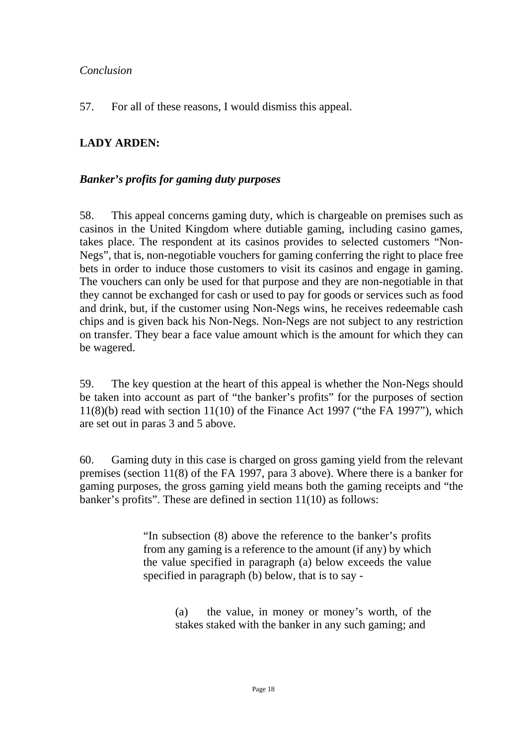*Conclusion*

57. For all of these reasons, I would dismiss this appeal.

**LADY ARDEN:**

***Banker's profits for gaming duty purposes***

58. This appeal concerns gaming duty, which is chargeable on premises such as casinos in the United Kingdom where dutiable gaming, including casino games, takes place. The respondent at its casinos provides to selected customers "Non-Negs", that is, non-negotiable vouchers for gaming conferring the right to place free bets in order to induce those customers to visit its casinos and engage in gaming. The vouchers can only be used for that purpose and they are non-negotiable in that they cannot be exchanged for cash or used to pay for goods or services such as food and drink, but, if the customer using Non-Negs wins, he receives redeemable cash chips and is given back his Non-Negs. Non-Negs are not subject to any restriction on transfer. They bear a face value amount which is the amount for which they can be wagered.

59. The key question at the heart of this appeal is whether the Non-Negs should be taken into account as part of "the banker's profits" for the purposes of section 11(8)(b) read with section 11(10) of the Finance Act 1997 ("the FA 1997"), which are set out in paras 3 and 5 above.

60. Gaming duty in this case is charged on gross gaming yield from the relevant premises (section 11(8) of the FA 1997, para 3 above). Where there is a banker for gaming purposes, the gross gaming yield means both the gaming receipts and "the banker's profits". These are defined in section 11(10) as follows:

> "In subsection (8) above the reference to the banker's profits from any gaming is a reference to the amount (if any) by which the value specified in paragraph (a) below exceeds the value specified in paragraph (b) below, that is to say -
>
> > (a) the value, in money or money's worth, of the stakes staked with the banker in any such gaming; and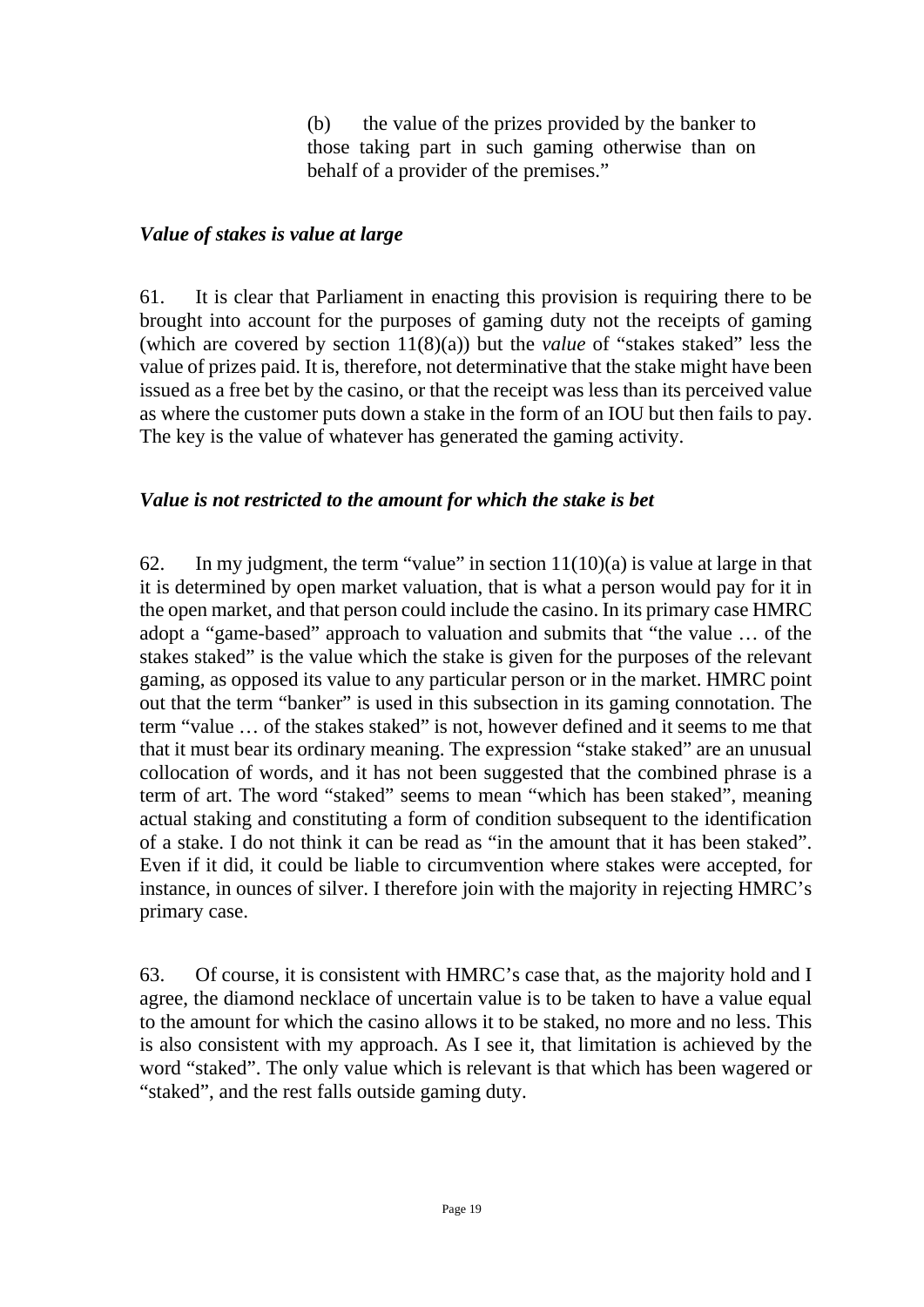> (b) the value of the prizes provided by the banker to those taking part in such gaming otherwise than on behalf of a provider of the premises."

### *Value of stakes is value at large*

61. It is clear that Parliament in enacting this provision is requiring there to be brought into account for the purposes of gaming duty not the receipts of gaming (which are covered by section 11(8)(a)) but the *value* of "stakes staked" less the value of prizes paid. It is, therefore, not determinative that the stake might have been issued as a free bet by the casino, or that the receipt was less than its perceived value as where the customer puts down a stake in the form of an IOU but then fails to pay. The key is the value of whatever has generated the gaming activity.

### *Value is not restricted to the amount for which the stake is bet*

62. In my judgment, the term "value" in section 11(10)(a) is value at large in that it is determined by open market valuation, that is what a person would pay for it in the open market, and that person could include the casino. In its primary case HMRC adopt a "game-based" approach to valuation and submits that "the value … of the stakes staked" is the value which the stake is given for the purposes of the relevant gaming, as opposed its value to any particular person or in the market. HMRC point out that the term "banker" is used in this subsection in its gaming connotation. The term "value … of the stakes staked" is not, however defined and it seems to me that that it must bear its ordinary meaning. The expression "stake staked" are an unusual collocation of words, and it has not been suggested that the combined phrase is a term of art. The word "staked" seems to mean "which has been staked", meaning actual staking and constituting a form of condition subsequent to the identification of a stake. I do not think it can be read as "in the amount that it has been staked". Even if it did, it could be liable to circumvention where stakes were accepted, for instance, in ounces of silver. I therefore join with the majority in rejecting HMRC's primary case.

63. Of course, it is consistent with HMRC's case that, as the majority hold and I agree, the diamond necklace of uncertain value is to be taken to have a value equal to the amount for which the casino allows it to be staked, no more and no less. This is also consistent with my approach. As I see it, that limitation is achieved by the word "staked". The only value which is relevant is that which has been wagered or "staked", and the rest falls outside gaming duty.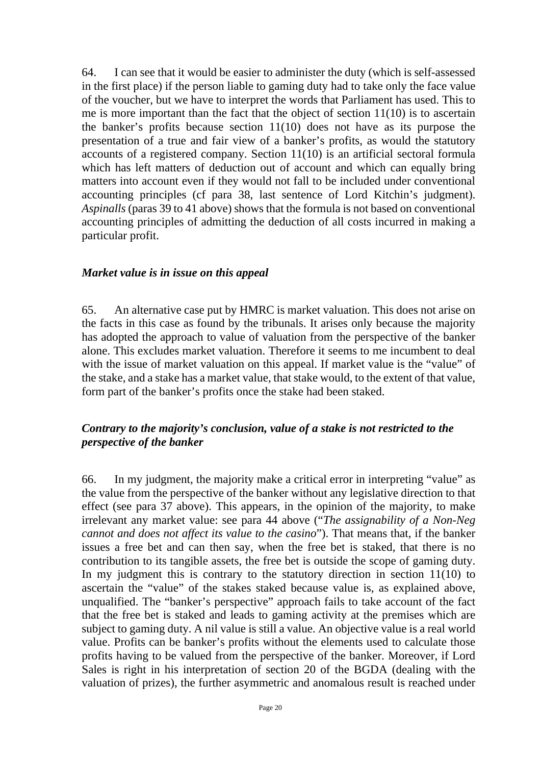64. I can see that it would be easier to administer the duty (which is self-assessed in the first place) if the person liable to gaming duty had to take only the face value of the voucher, but we have to interpret the words that Parliament has used. This to me is more important than the fact that the object of section 11(10) is to ascertain the banker's profits because section 11(10) does not have as its purpose the presentation of a true and fair view of a banker's profits, as would the statutory accounts of a registered company. Section 11(10) is an artificial sectoral formula which has left matters of deduction out of account and which can equally bring matters into account even if they would not fall to be included under conventional accounting principles (cf para 38, last sentence of Lord Kitchin's judgment). *Aspinalls* (paras 39 to 41 above) shows that the formula is not based on conventional accounting principles of admitting the deduction of all costs incurred in making a particular profit.

### *Market value is in issue on this appeal*

65. An alternative case put by HMRC is market valuation. This does not arise on the facts in this case as found by the tribunals. It arises only because the majority has adopted the approach to value of valuation from the perspective of the banker alone. This excludes market valuation. Therefore it seems to me incumbent to deal with the issue of market valuation on this appeal. If market value is the "value" of the stake, and a stake has a market value, that stake would, to the extent of that value, form part of the banker's profits once the stake had been staked.

### *Contrary to the majority's conclusion, value of a stake is not restricted to the perspective of the banker*

66. In my judgment, the majority make a critical error in interpreting "value" as the value from the perspective of the banker without any legislative direction to that effect (see para 37 above). This appears, in the opinion of the majority, to make irrelevant any market value: see para 44 above ("*The assignability of a Non-Neg cannot and does not affect its value to the casino*"). That means that, if the banker issues a free bet and can then say, when the free bet is staked, that there is no contribution to its tangible assets, the free bet is outside the scope of gaming duty. In my judgment this is contrary to the statutory direction in section 11(10) to ascertain the "value" of the stakes staked because value is, as explained above, unqualified. The "banker's perspective" approach fails to take account of the fact that the free bet is staked and leads to gaming activity at the premises which are subject to gaming duty. A nil value is still a value. An objective value is a real world value. Profits can be banker's profits without the elements used to calculate those profits having to be valued from the perspective of the banker. Moreover, if Lord Sales is right in his interpretation of section 20 of the BGDA (dealing with the valuation of prizes), the further asymmetric and anomalous result is reached under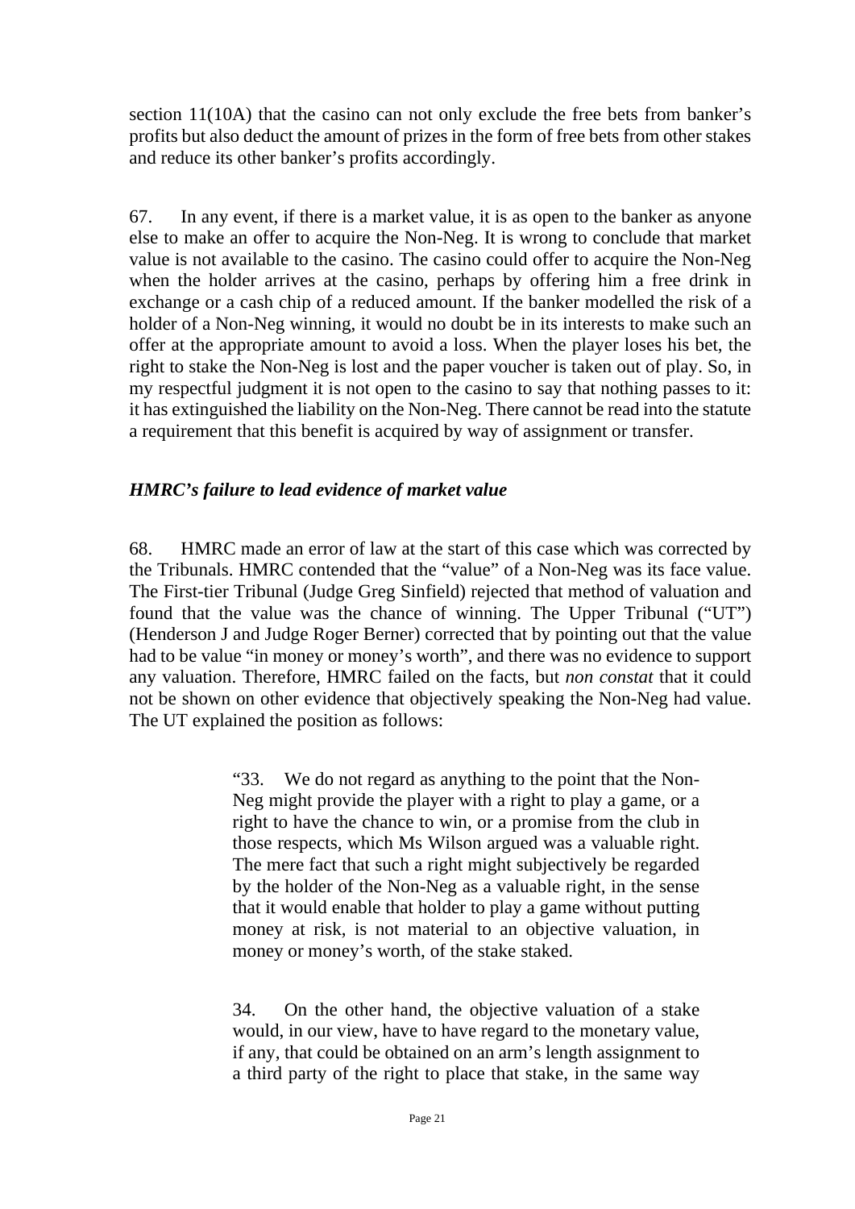section 11(10A) that the casino can not only exclude the free bets from banker's profits but also deduct the amount of prizes in the form of free bets from other stakes and reduce its other banker's profits accordingly.

67. In any event, if there is a market value, it is as open to the banker as anyone else to make an offer to acquire the Non-Neg. It is wrong to conclude that market value is not available to the casino. The casino could offer to acquire the Non-Neg when the holder arrives at the casino, perhaps by offering him a free drink in exchange or a cash chip of a reduced amount. If the banker modelled the risk of a holder of a Non-Neg winning, it would no doubt be in its interests to make such an offer at the appropriate amount to avoid a loss. When the player loses his bet, the right to stake the Non-Neg is lost and the paper voucher is taken out of play. So, in my respectful judgment it is not open to the casino to say that nothing passes to it: it has extinguished the liability on the Non-Neg. There cannot be read into the statute a requirement that this benefit is acquired by way of assignment or transfer.

### *HMRC's failure to lead evidence of market value*

68. HMRC made an error of law at the start of this case which was corrected by the Tribunals. HMRC contended that the "value" of a Non-Neg was its face value. The First-tier Tribunal (Judge Greg Sinfield) rejected that method of valuation and found that the value was the chance of winning. The Upper Tribunal ("UT") (Henderson J and Judge Roger Berner) corrected that by pointing out that the value had to be value "in money or money's worth", and there was no evidence to support any valuation. Therefore, HMRC failed on the facts, but *non constat* that it could not be shown on other evidence that objectively speaking the Non-Neg had value. The UT explained the position as follows:

> "33. We do not regard as anything to the point that the Non-Neg might provide the player with a right to play a game, or a right to have the chance to win, or a promise from the club in those respects, which Ms Wilson argued was a valuable right. The mere fact that such a right might subjectively be regarded by the holder of the Non-Neg as a valuable right, in the sense that it would enable that holder to play a game without putting money at risk, is not material to an objective valuation, in money or money's worth, of the stake staked.
>
> 34. On the other hand, the objective valuation of a stake would, in our view, have to have regard to the monetary value, if any, that could be obtained on an arm's length assignment to a third party of the right to place that stake, in the same way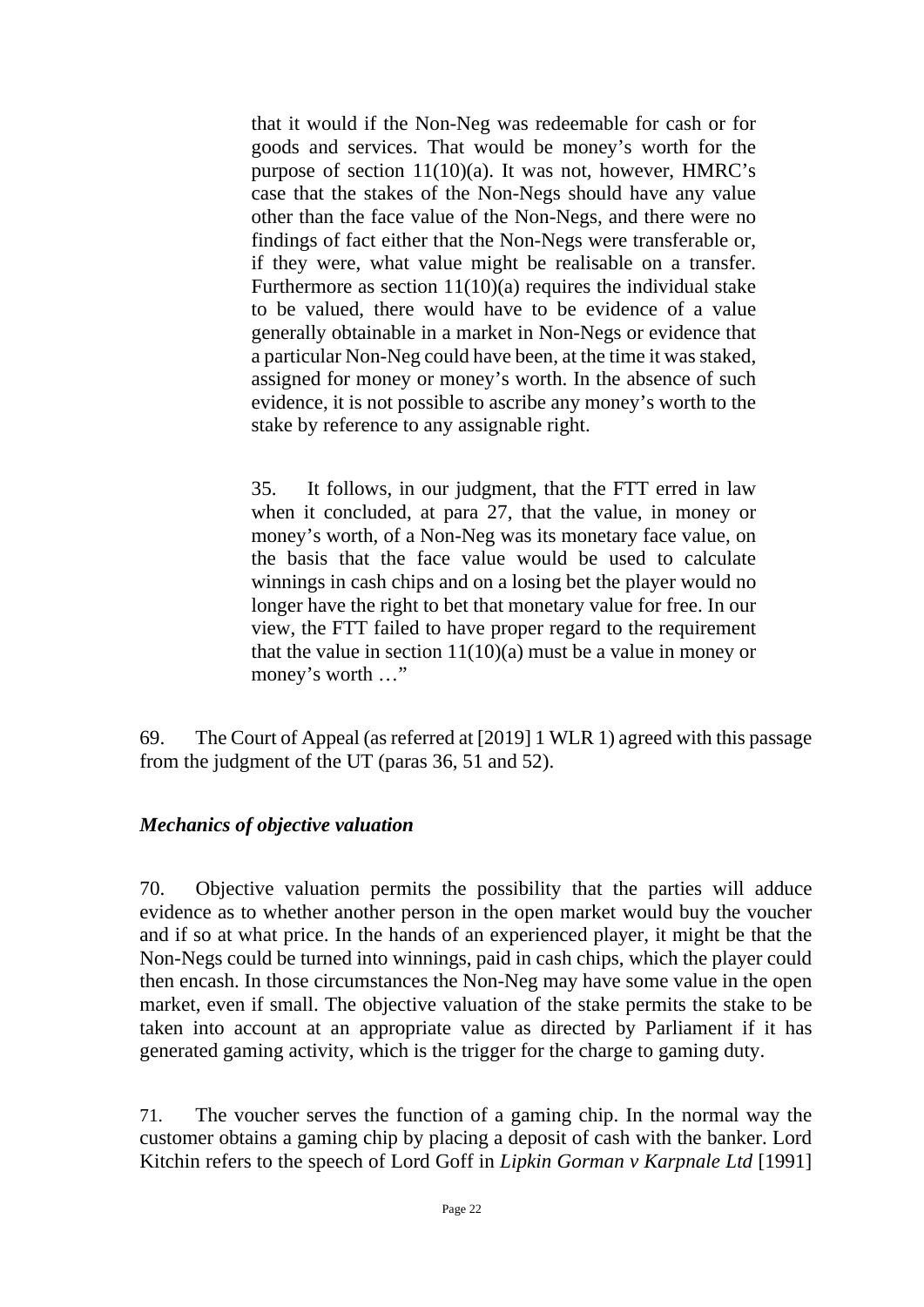> that it would if the Non-Neg was redeemable for cash or for goods and services. That would be money's worth for the purpose of section 11(10)(a). It was not, however, HMRC's case that the stakes of the Non-Negs should have any value other than the face value of the Non-Negs, and there were no findings of fact either that the Non-Negs were transferable or, if they were, what value might be realisable on a transfer. Furthermore as section 11(10)(a) requires the individual stake to be valued, there would have to be evidence of a value generally obtainable in a market in Non-Negs or evidence that a particular Non-Neg could have been, at the time it was staked, assigned for money or money's worth. In the absence of such evidence, it is not possible to ascribe any money's worth to the stake by reference to any assignable right.
>
> 35. It follows, in our judgment, that the FTT erred in law when it concluded, at para 27, that the value, in money or money's worth, of a Non-Neg was its monetary face value, on the basis that the face value would be used to calculate winnings in cash chips and on a losing bet the player would no longer have the right to bet that monetary value for free. In our view, the FTT failed to have proper regard to the requirement that the value in section 11(10)(a) must be a value in money or money's worth …"

69. The Court of Appeal (as referred at [2019] 1 WLR 1) agreed with this passage from the judgment of the UT (paras 36, 51 and 52).

### *Mechanics of objective valuation*

70. Objective valuation permits the possibility that the parties will adduce evidence as to whether another person in the open market would buy the voucher and if so at what price. In the hands of an experienced player, it might be that the Non-Negs could be turned into winnings, paid in cash chips, which the player could then encash. In those circumstances the Non-Neg may have some value in the open market, even if small. The objective valuation of the stake permits the stake to be taken into account at an appropriate value as directed by Parliament if it has generated gaming activity, which is the trigger for the charge to gaming duty.

71. The voucher serves the function of a gaming chip. In the normal way the customer obtains a gaming chip by placing a deposit of cash with the banker. Lord Kitchin refers to the speech of Lord Goff in *Lipkin Gorman v Karpnale Ltd* [1991]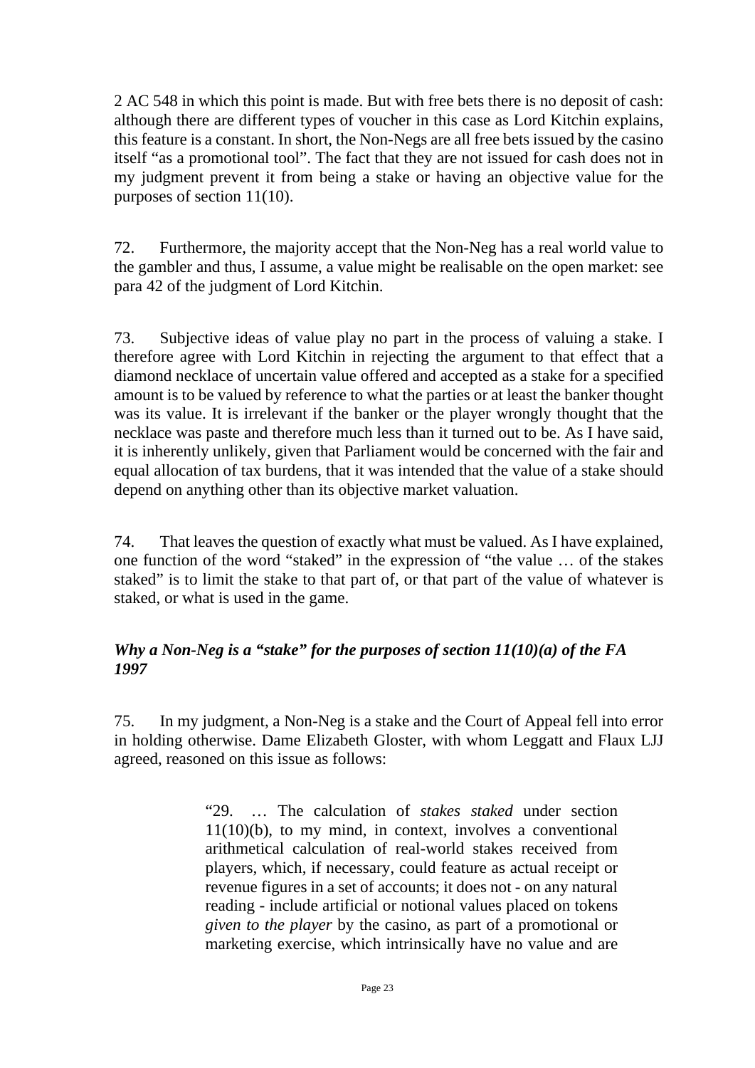2 AC 548 in which this point is made. But with free bets there is no deposit of cash: although there are different types of voucher in this case as Lord Kitchin explains, this feature is a constant. In short, the Non-Negs are all free bets issued by the casino itself "as a promotional tool". The fact that they are not issued for cash does not in my judgment prevent it from being a stake or having an objective value for the purposes of section 11(10).

72. Furthermore, the majority accept that the Non-Neg has a real world value to the gambler and thus, I assume, a value might be realisable on the open market: see para 42 of the judgment of Lord Kitchin.

73. Subjective ideas of value play no part in the process of valuing a stake. I therefore agree with Lord Kitchin in rejecting the argument to that effect that a diamond necklace of uncertain value offered and accepted as a stake for a specified amount is to be valued by reference to what the parties or at least the banker thought was its value. It is irrelevant if the banker or the player wrongly thought that the necklace was paste and therefore much less than it turned out to be. As I have said, it is inherently unlikely, given that Parliament would be concerned with the fair and equal allocation of tax burdens, that it was intended that the value of a stake should depend on anything other than its objective market valuation.

74. That leaves the question of exactly what must be valued. As I have explained, one function of the word "staked" in the expression of "the value … of the stakes staked" is to limit the stake to that part of, or that part of the value of whatever is staked, or what is used in the game.

### *Why a Non-Neg is a "stake" for the purposes of section 11(10)(a) of the FA 1997*

75. In my judgment, a Non-Neg is a stake and the Court of Appeal fell into error in holding otherwise. Dame Elizabeth Gloster, with whom Leggatt and Flaux LJJ agreed, reasoned on this issue as follows:

> "29. … The calculation of *stakes staked* under section 11(10)(b), to my mind, in context, involves a conventional arithmetical calculation of real-world stakes received from players, which, if necessary, could feature as actual receipt or revenue figures in a set of accounts; it does not - on any natural reading - include artificial or notional values placed on tokens *given to the player* by the casino, as part of a promotional or marketing exercise, which intrinsically have no value and are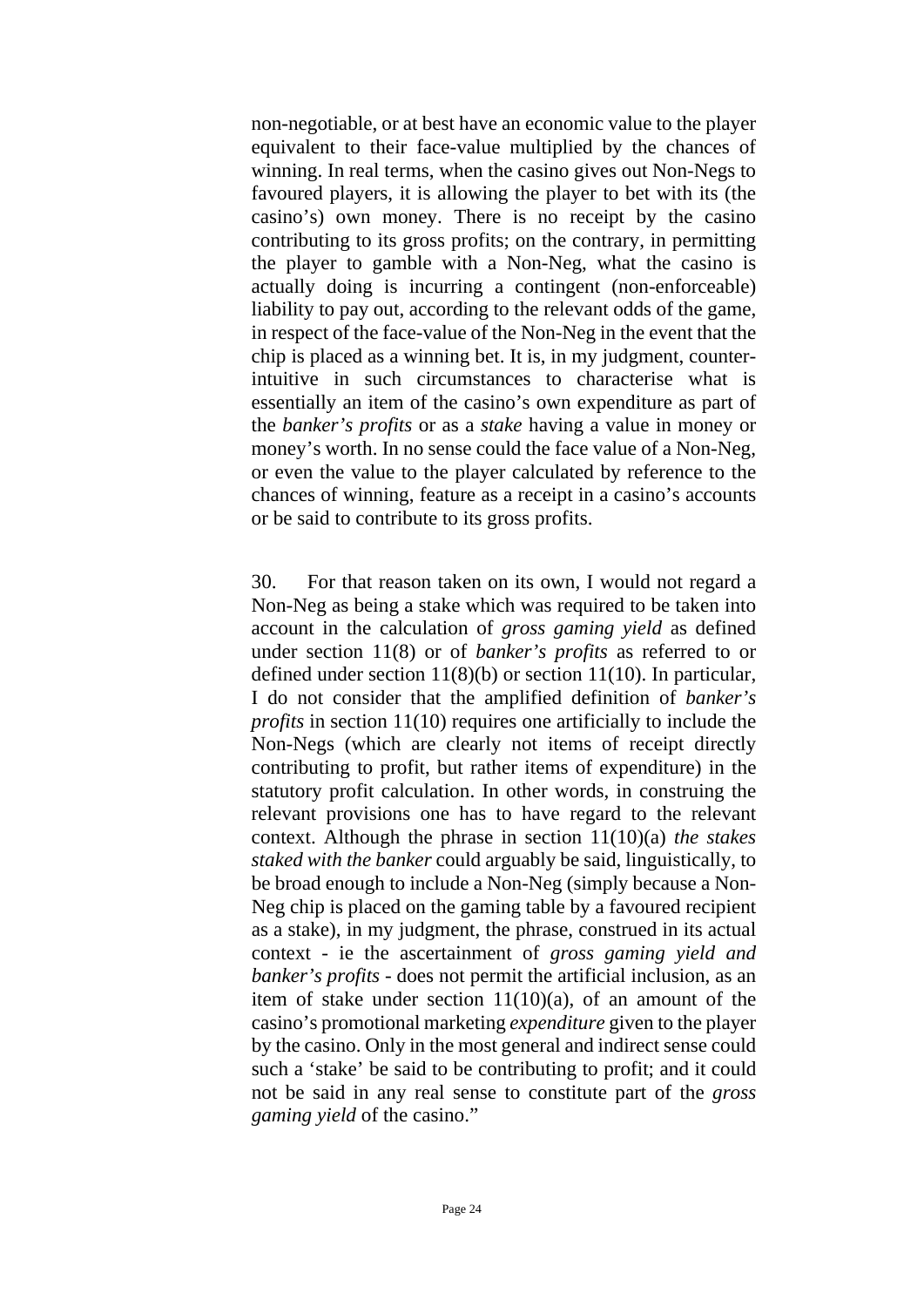non-negotiable, or at best have an economic value to the player equivalent to their face-value multiplied by the chances of winning. In real terms, when the casino gives out Non-Negs to favoured players, it is allowing the player to bet with its (the casino's) own money. There is no receipt by the casino contributing to its gross profits; on the contrary, in permitting the player to gamble with a Non-Neg, what the casino is actually doing is incurring a contingent (non-enforceable) liability to pay out, according to the relevant odds of the game, in respect of the face-value of the Non-Neg in the event that the chip is placed as a winning bet. It is, in my judgment, counter-intuitive in such circumstances to characterise what is essentially an item of the casino's own expenditure as part of the *banker's profits* or as a *stake* having a value in money or money's worth. In no sense could the face value of a Non-Neg, or even the value to the player calculated by reference to the chances of winning, feature as a receipt in a casino's accounts or be said to contribute to its gross profits.

30. For that reason taken on its own, I would not regard a Non-Neg as being a stake which was required to be taken into account in the calculation of *gross gaming yield* as defined under section 11(8) or of *banker's profits* as referred to or defined under section 11(8)(b) or section 11(10). In particular, I do not consider that the amplified definition of *banker's profits* in section 11(10) requires one artificially to include the Non-Negs (which are clearly not items of receipt directly contributing to profit, but rather items of expenditure) in the statutory profit calculation. In other words, in construing the relevant provisions one has to have regard to the relevant context. Although the phrase in section 11(10)(a) *the stakes staked with the banker* could arguably be said, linguistically, to be broad enough to include a Non-Neg (simply because a Non-Neg chip is placed on the gaming table by a favoured recipient as a stake), in my judgment, the phrase, construed in its actual context - ie the ascertainment of *gross gaming yield and banker's profits* - does not permit the artificial inclusion, as an item of stake under section 11(10)(a), of an amount of the casino's promotional marketing *expenditure* given to the player by the casino. Only in the most general and indirect sense could such a 'stake' be said to be contributing to profit; and it could not be said in any real sense to constitute part of the *gross gaming yield* of the casino."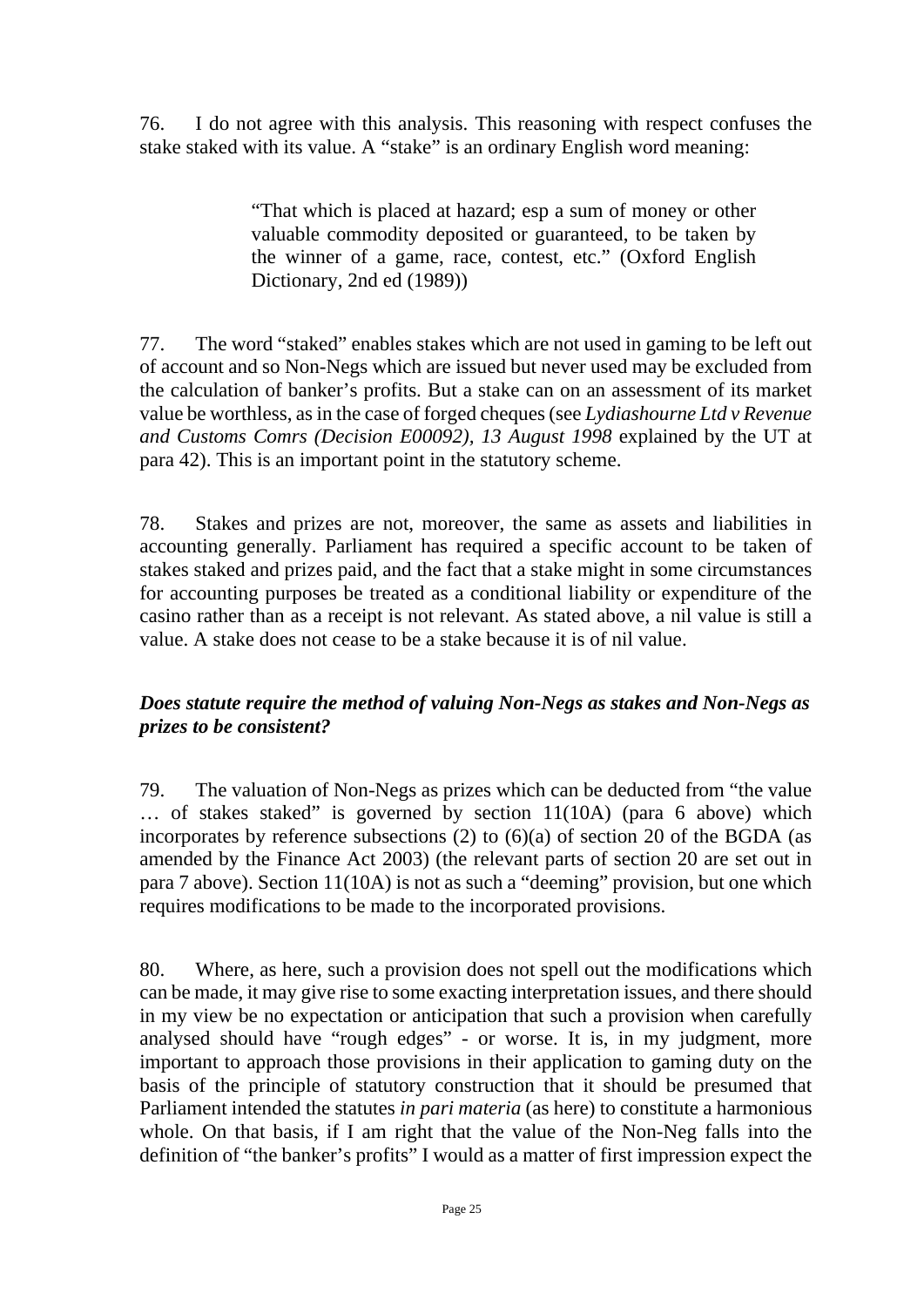76. I do not agree with this analysis. This reasoning with respect confuses the stake staked with its value. A "stake" is an ordinary English word meaning:

> "That which is placed at hazard; esp a sum of money or other valuable commodity deposited or guaranteed, to be taken by the winner of a game, race, contest, etc." (Oxford English Dictionary, 2nd ed (1989))

77. The word "staked" enables stakes which are not used in gaming to be left out of account and so Non-Negs which are issued but never used may be excluded from the calculation of banker's profits. But a stake can on an assessment of its market value be worthless, as in the case of forged cheques (see *Lydiashourne Ltd v Revenue and Customs Comrs (Decision E00092), 13 August 1998* explained by the UT at para 42). This is an important point in the statutory scheme.

78. Stakes and prizes are not, moreover, the same as assets and liabilities in accounting generally. Parliament has required a specific account to be taken of stakes staked and prizes paid, and the fact that a stake might in some circumstances for accounting purposes be treated as a conditional liability or expenditure of the casino rather than as a receipt is not relevant. As stated above, a nil value is still a value. A stake does not cease to be a stake because it is of nil value.

### *Does statute require the method of valuing Non-Negs as stakes and Non-Negs as prizes to be consistent?*

79. The valuation of Non-Negs as prizes which can be deducted from "the value … of stakes staked" is governed by section 11(10A) (para 6 above) which incorporates by reference subsections (2) to (6)(a) of section 20 of the BGDA (as amended by the Finance Act 2003) (the relevant parts of section 20 are set out in para 7 above). Section 11(10A) is not as such a "deeming" provision, but one which requires modifications to be made to the incorporated provisions.

80. Where, as here, such a provision does not spell out the modifications which can be made, it may give rise to some exacting interpretation issues, and there should in my view be no expectation or anticipation that such a provision when carefully analysed should have "rough edges" - or worse. It is, in my judgment, more important to approach those provisions in their application to gaming duty on the basis of the principle of statutory construction that it should be presumed that Parliament intended the statutes *in pari materia* (as here) to constitute a harmonious whole. On that basis, if I am right that the value of the Non-Neg falls into the definition of "the banker's profits" I would as a matter of first impression expect the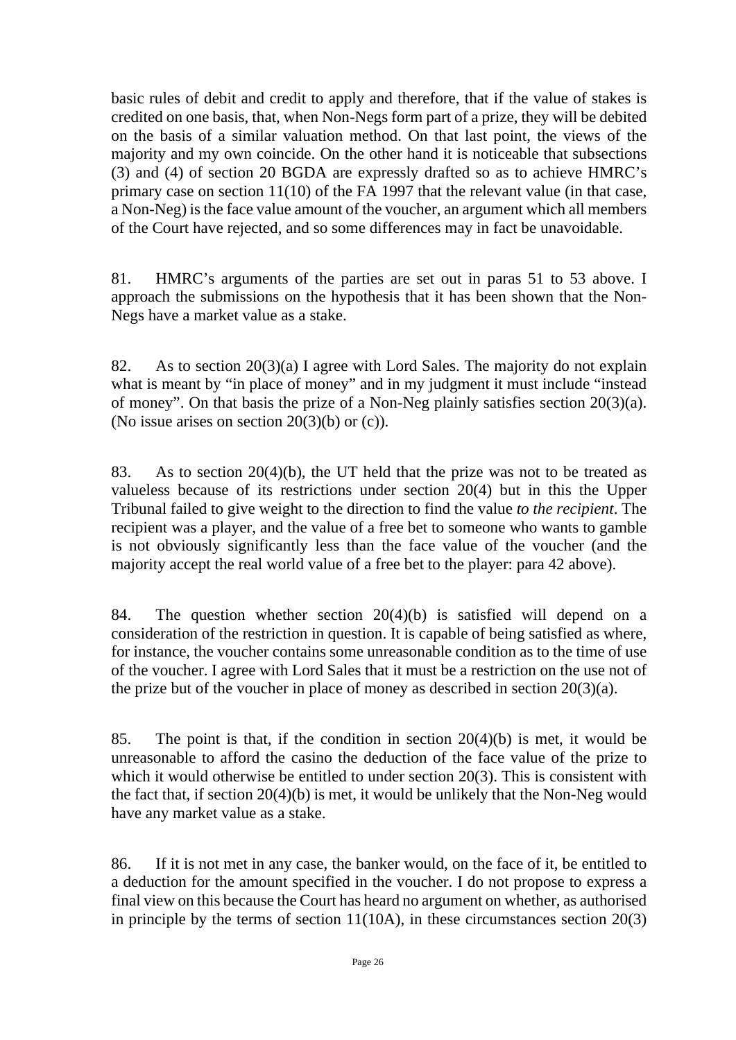basic rules of debit and credit to apply and therefore, that if the value of stakes is credited on one basis, that, when Non-Negs form part of a prize, they will be debited on the basis of a similar valuation method. On that last point, the views of the majority and my own coincide. On the other hand it is noticeable that subsections (3) and (4) of section 20 BGDA are expressly drafted so as to achieve HMRC's primary case on section 11(10) of the FA 1997 that the relevant value (in that case, a Non-Neg) is the face value amount of the voucher, an argument which all members of the Court have rejected, and so some differences may in fact be unavoidable.

81. HMRC's arguments of the parties are set out in paras 51 to 53 above. I approach the submissions on the hypothesis that it has been shown that the Non-Negs have a market value as a stake.

82. As to section 20(3)(a) I agree with Lord Sales. The majority do not explain what is meant by "in place of money" and in my judgment it must include "instead of money". On that basis the prize of a Non-Neg plainly satisfies section 20(3)(a). (No issue arises on section 20(3)(b) or (c)).

83. As to section 20(4)(b), the UT held that the prize was not to be treated as valueless because of its restrictions under section 20(4) but in this the Upper Tribunal failed to give weight to the direction to find the value *to the recipient*. The recipient was a player, and the value of a free bet to someone who wants to gamble is not obviously significantly less than the face value of the voucher (and the majority accept the real world value of a free bet to the player: para 42 above).

84. The question whether section 20(4)(b) is satisfied will depend on a consideration of the restriction in question. It is capable of being satisfied as where, for instance, the voucher contains some unreasonable condition as to the time of use of the voucher. I agree with Lord Sales that it must be a restriction on the use not of the prize but of the voucher in place of money as described in section 20(3)(a).

85. The point is that, if the condition in section 20(4)(b) is met, it would be unreasonable to afford the casino the deduction of the face value of the prize to which it would otherwise be entitled to under section 20(3). This is consistent with the fact that, if section 20(4)(b) is met, it would be unlikely that the Non-Neg would have any market value as a stake.

86. If it is not met in any case, the banker would, on the face of it, be entitled to a deduction for the amount specified in the voucher. I do not propose to express a final view on this because the Court has heard no argument on whether, as authorised in principle by the terms of section 11(10A), in these circumstances section 20(3)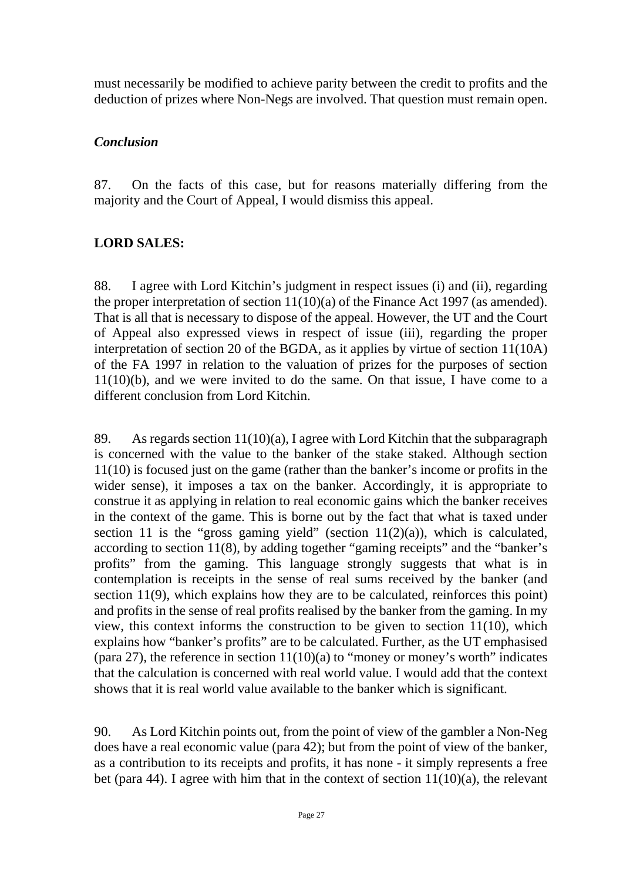must necessarily be modified to achieve parity between the credit to profits and the deduction of prizes where Non-Negs are involved. That question must remain open.

### *Conclusion*

87. On the facts of this case, but for reasons materially differing from the majority and the Court of Appeal, I would dismiss this appeal.

### LORD SALES:

88. I agree with Lord Kitchin's judgment in respect issues (i) and (ii), regarding the proper interpretation of section 11(10)(a) of the Finance Act 1997 (as amended). That is all that is necessary to dispose of the appeal. However, the UT and the Court of Appeal also expressed views in respect of issue (iii), regarding the proper interpretation of section 20 of the BGDA, as it applies by virtue of section 11(10A) of the FA 1997 in relation to the valuation of prizes for the purposes of section 11(10)(b), and we were invited to do the same. On that issue, I have come to a different conclusion from Lord Kitchin.

89. As regards section 11(10)(a), I agree with Lord Kitchin that the subparagraph is concerned with the value to the banker of the stake staked. Although section 11(10) is focused just on the game (rather than the banker's income or profits in the wider sense), it imposes a tax on the banker. Accordingly, it is appropriate to construe it as applying in relation to real economic gains which the banker receives in the context of the game. This is borne out by the fact that what is taxed under section 11 is the "gross gaming yield" (section 11(2)(a)), which is calculated, according to section 11(8), by adding together "gaming receipts" and the "banker's profits" from the gaming. This language strongly suggests that what is in contemplation is receipts in the sense of real sums received by the banker (and section 11(9), which explains how they are to be calculated, reinforces this point) and profits in the sense of real profits realised by the banker from the gaming. In my view, this context informs the construction to be given to section 11(10), which explains how "banker's profits" are to be calculated. Further, as the UT emphasised (para 27), the reference in section 11(10)(a) to "money or money's worth" indicates that the calculation is concerned with real world value. I would add that the context shows that it is real world value available to the banker which is significant.

90. As Lord Kitchin points out, from the point of view of the gambler a Non-Neg does have a real economic value (para 42); but from the point of view of the banker, as a contribution to its receipts and profits, it has none - it simply represents a free bet (para 44). I agree with him that in the context of section 11(10)(a), the relevant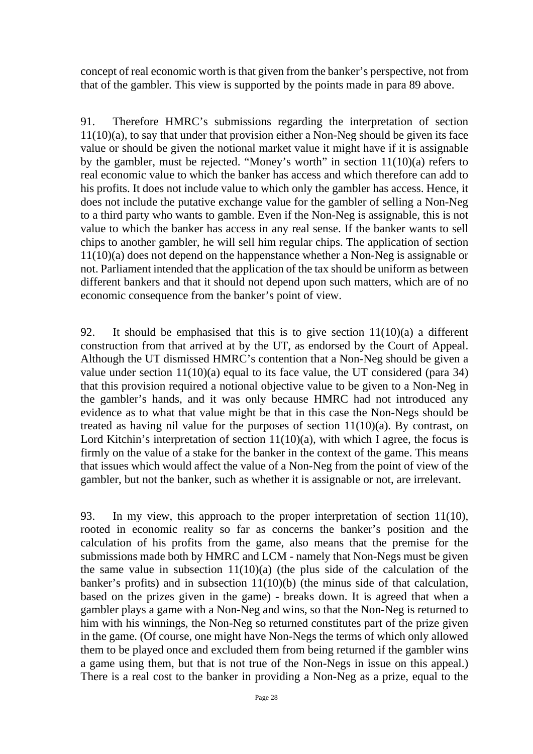concept of real economic worth is that given from the banker's perspective, not from that of the gambler. This view is supported by the points made in para 89 above.

91. Therefore HMRC's submissions regarding the interpretation of section 11(10)(a), to say that under that provision either a Non-Neg should be given its face value or should be given the notional market value it might have if it is assignable by the gambler, must be rejected. "Money's worth" in section 11(10)(a) refers to real economic value to which the banker has access and which therefore can add to his profits. It does not include value to which only the gambler has access. Hence, it does not include the putative exchange value for the gambler of selling a Non-Neg to a third party who wants to gamble. Even if the Non-Neg is assignable, this is not value to which the banker has access in any real sense. If the banker wants to sell chips to another gambler, he will sell him regular chips. The application of section 11(10)(a) does not depend on the happenstance whether a Non-Neg is assignable or not. Parliament intended that the application of the tax should be uniform as between different bankers and that it should not depend upon such matters, which are of no economic consequence from the banker's point of view.

92. It should be emphasised that this is to give section 11(10)(a) a different construction from that arrived at by the UT, as endorsed by the Court of Appeal. Although the UT dismissed HMRC's contention that a Non-Neg should be given a value under section 11(10)(a) equal to its face value, the UT considered (para 34) that this provision required a notional objective value to be given to a Non-Neg in the gambler's hands, and it was only because HMRC had not introduced any evidence as to what that value might be that in this case the Non-Negs should be treated as having nil value for the purposes of section 11(10)(a). By contrast, on Lord Kitchin's interpretation of section 11(10)(a), with which I agree, the focus is firmly on the value of a stake for the banker in the context of the game. This means that issues which would affect the value of a Non-Neg from the point of view of the gambler, but not the banker, such as whether it is assignable or not, are irrelevant.

93. In my view, this approach to the proper interpretation of section 11(10), rooted in economic reality so far as concerns the banker's position and the calculation of his profits from the game, also means that the premise for the submissions made both by HMRC and LCM - namely that Non-Negs must be given the same value in subsection 11(10)(a) (the plus side of the calculation of the banker's profits) and in subsection 11(10)(b) (the minus side of that calculation, based on the prizes given in the game) - breaks down. It is agreed that when a gambler plays a game with a Non-Neg and wins, so that the Non-Neg is returned to him with his winnings, the Non-Neg so returned constitutes part of the prize given in the game. (Of course, one might have Non-Negs the terms of which only allowed them to be played once and excluded them from being returned if the gambler wins a game using them, but that is not true of the Non-Negs in issue on this appeal.) There is a real cost to the banker in providing a Non-Neg as a prize, equal to the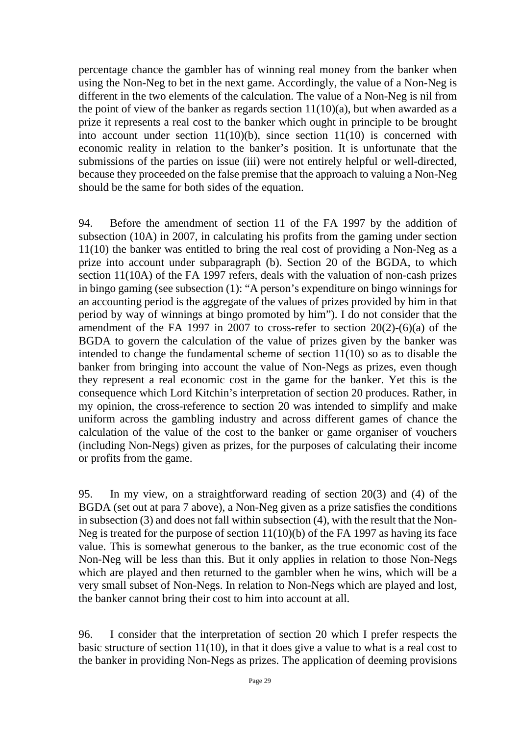percentage chance the gambler has of winning real money from the banker when using the Non-Neg to bet in the next game. Accordingly, the value of a Non-Neg is different in the two elements of the calculation. The value of a Non-Neg is nil from the point of view of the banker as regards section 11(10)(a), but when awarded as a prize it represents a real cost to the banker which ought in principle to be brought into account under section 11(10)(b), since section 11(10) is concerned with economic reality in relation to the banker's position. It is unfortunate that the submissions of the parties on issue (iii) were not entirely helpful or well-directed, because they proceeded on the false premise that the approach to valuing a Non-Neg should be the same for both sides of the equation.

94. Before the amendment of section 11 of the FA 1997 by the addition of subsection (10A) in 2007, in calculating his profits from the gaming under section 11(10) the banker was entitled to bring the real cost of providing a Non-Neg as a prize into account under subparagraph (b). Section 20 of the BGDA, to which section 11(10A) of the FA 1997 refers, deals with the valuation of non-cash prizes in bingo gaming (see subsection (1): "A person's expenditure on bingo winnings for an accounting period is the aggregate of the values of prizes provided by him in that period by way of winnings at bingo promoted by him"). I do not consider that the amendment of the FA 1997 in 2007 to cross-refer to section 20(2)-(6)(a) of the BGDA to govern the calculation of the value of prizes given by the banker was intended to change the fundamental scheme of section 11(10) so as to disable the banker from bringing into account the value of Non-Negs as prizes, even though they represent a real economic cost in the game for the banker. Yet this is the consequence which Lord Kitchin's interpretation of section 20 produces. Rather, in my opinion, the cross-reference to section 20 was intended to simplify and make uniform across the gambling industry and across different games of chance the calculation of the value of the cost to the banker or game organiser of vouchers (including Non-Negs) given as prizes, for the purposes of calculating their income or profits from the game.

95. In my view, on a straightforward reading of section 20(3) and (4) of the BGDA (set out at para 7 above), a Non-Neg given as a prize satisfies the conditions in subsection (3) and does not fall within subsection (4), with the result that the Non-Neg is treated for the purpose of section 11(10)(b) of the FA 1997 as having its face value. This is somewhat generous to the banker, as the true economic cost of the Non-Neg will be less than this. But it only applies in relation to those Non-Negs which are played and then returned to the gambler when he wins, which will be a very small subset of Non-Negs. In relation to Non-Negs which are played and lost, the banker cannot bring their cost to him into account at all.

96. I consider that the interpretation of section 20 which I prefer respects the basic structure of section 11(10), in that it does give a value to what is a real cost to the banker in providing Non-Negs as prizes. The application of deeming provisions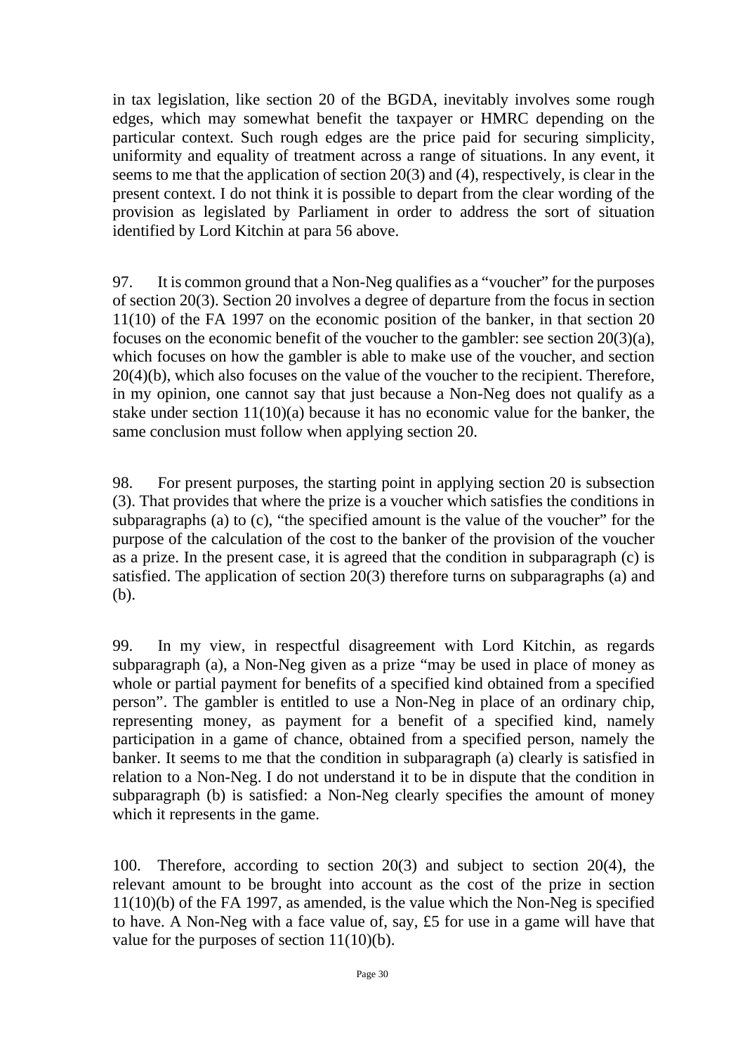in tax legislation, like section 20 of the BGDA, inevitably involves some rough edges, which may somewhat benefit the taxpayer or HMRC depending on the particular context. Such rough edges are the price paid for securing simplicity, uniformity and equality of treatment across a range of situations. In any event, it seems to me that the application of section 20(3) and (4), respectively, is clear in the present context. I do not think it is possible to depart from the clear wording of the provision as legislated by Parliament in order to address the sort of situation identified by Lord Kitchin at para 56 above.

97. It is common ground that a Non-Neg qualifies as a "voucher" for the purposes of section 20(3). Section 20 involves a degree of departure from the focus in section 11(10) of the FA 1997 on the economic position of the banker, in that section 20 focuses on the economic benefit of the voucher to the gambler: see section 20(3)(a), which focuses on how the gambler is able to make use of the voucher, and section 20(4)(b), which also focuses on the value of the voucher to the recipient. Therefore, in my opinion, one cannot say that just because a Non-Neg does not qualify as a stake under section 11(10)(a) because it has no economic value for the banker, the same conclusion must follow when applying section 20.

98. For present purposes, the starting point in applying section 20 is subsection (3). That provides that where the prize is a voucher which satisfies the conditions in subparagraphs (a) to (c), "the specified amount is the value of the voucher" for the purpose of the calculation of the cost to the banker of the provision of the voucher as a prize. In the present case, it is agreed that the condition in subparagraph (c) is satisfied. The application of section 20(3) therefore turns on subparagraphs (a) and (b).

99. In my view, in respectful disagreement with Lord Kitchin, as regards subparagraph (a), a Non-Neg given as a prize "may be used in place of money as whole or partial payment for benefits of a specified kind obtained from a specified person". The gambler is entitled to use a Non-Neg in place of an ordinary chip, representing money, as payment for a benefit of a specified kind, namely participation in a game of chance, obtained from a specified person, namely the banker. It seems to me that the condition in subparagraph (a) clearly is satisfied in relation to a Non-Neg. I do not understand it to be in dispute that the condition in subparagraph (b) is satisfied: a Non-Neg clearly specifies the amount of money which it represents in the game.

100. Therefore, according to section 20(3) and subject to section 20(4), the relevant amount to be brought into account as the cost of the prize in section 11(10)(b) of the FA 1997, as amended, is the value which the Non-Neg is specified to have. A Non-Neg with a face value of, say, £5 for use in a game will have that value for the purposes of section 11(10)(b).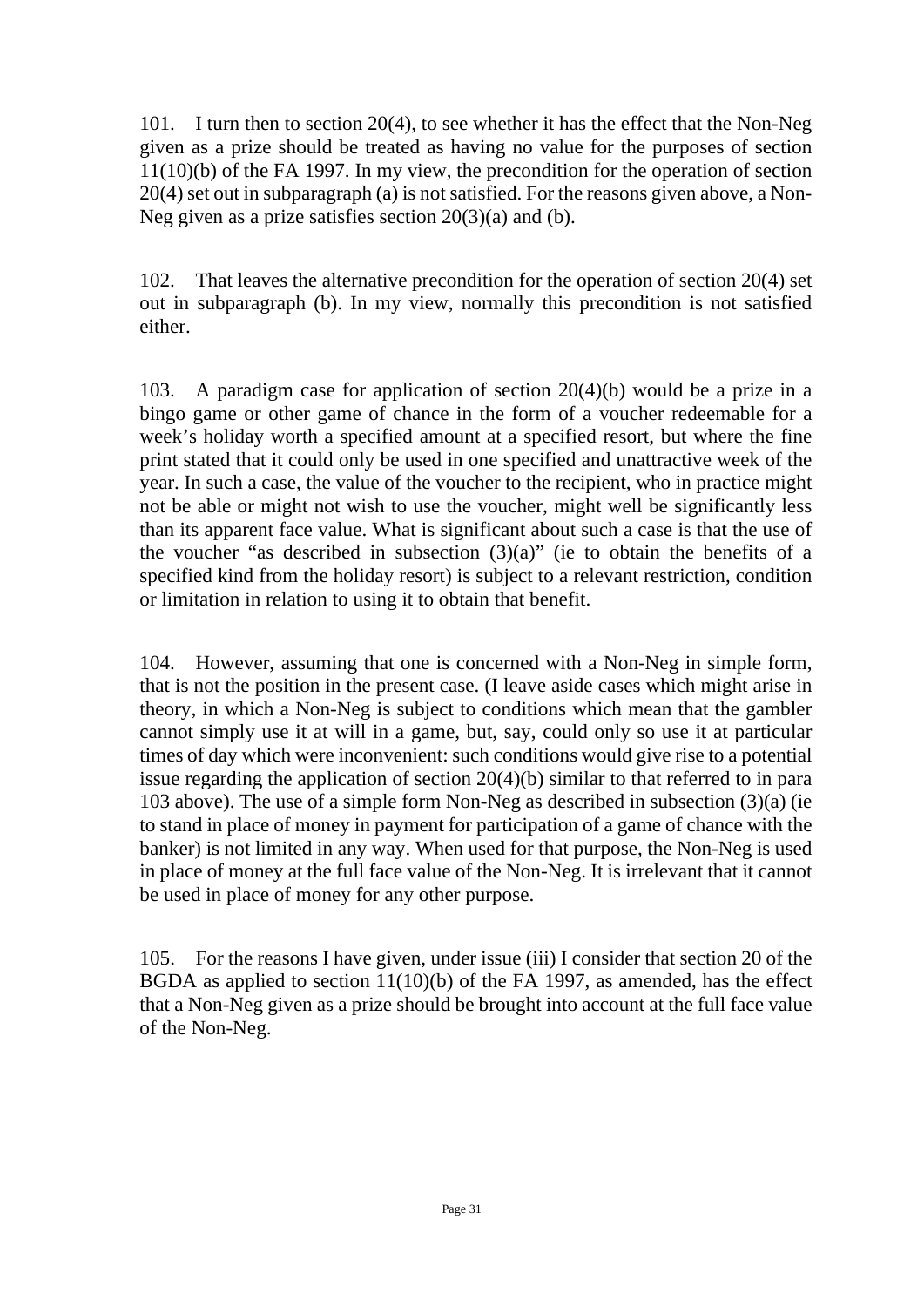101. I turn then to section 20(4), to see whether it has the effect that the Non-Neg given as a prize should be treated as having no value for the purposes of section 11(10)(b) of the FA 1997. In my view, the precondition for the operation of section 20(4) set out in subparagraph (a) is not satisfied. For the reasons given above, a Non-Neg given as a prize satisfies section 20(3)(a) and (b).

102. That leaves the alternative precondition for the operation of section 20(4) set out in subparagraph (b). In my view, normally this precondition is not satisfied either.

103. A paradigm case for application of section 20(4)(b) would be a prize in a bingo game or other game of chance in the form of a voucher redeemable for a week's holiday worth a specified amount at a specified resort, but where the fine print stated that it could only be used in one specified and unattractive week of the year. In such a case, the value of the voucher to the recipient, who in practice might not be able or might not wish to use the voucher, might well be significantly less than its apparent face value. What is significant about such a case is that the use of the voucher "as described in subsection (3)(a)" (ie to obtain the benefits of a specified kind from the holiday resort) is subject to a relevant restriction, condition or limitation in relation to using it to obtain that benefit.

104. However, assuming that one is concerned with a Non-Neg in simple form, that is not the position in the present case. (I leave aside cases which might arise in theory, in which a Non-Neg is subject to conditions which mean that the gambler cannot simply use it at will in a game, but, say, could only so use it at particular times of day which were inconvenient: such conditions would give rise to a potential issue regarding the application of section 20(4)(b) similar to that referred to in para 103 above). The use of a simple form Non-Neg as described in subsection (3)(a) (ie to stand in place of money in payment for participation of a game of chance with the banker) is not limited in any way. When used for that purpose, the Non-Neg is used in place of money at the full face value of the Non-Neg. It is irrelevant that it cannot be used in place of money for any other purpose.

105. For the reasons I have given, under issue (iii) I consider that section 20 of the BGDA as applied to section 11(10)(b) of the FA 1997, as amended, has the effect that a Non-Neg given as a prize should be brought into account at the full face value of the Non-Neg.